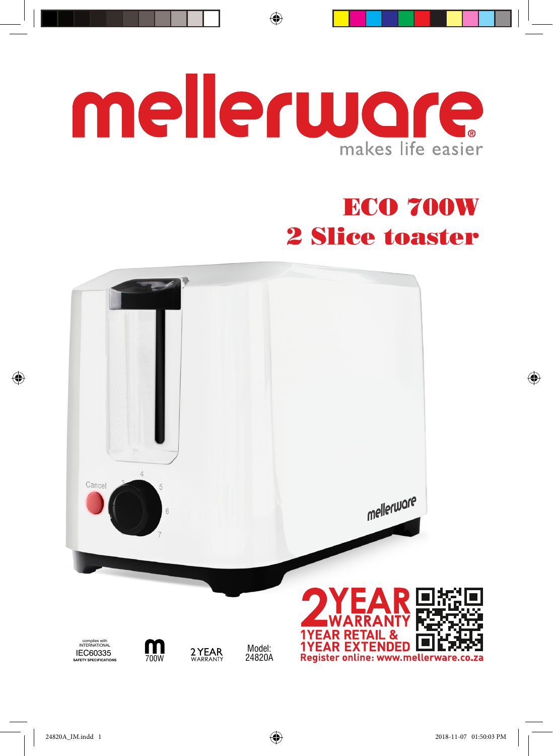# mellerware

makes life easier

## ECO 700W
## 2 Slice toaster

complies with INTERNATIONAL IEC60335 SAFETY SPECIFICATIONS

700W

2 YEAR WARRANTY

Model: 24820A

**2 YEAR WARRANTY**
**1YEAR RETAIL & 1YEAR EXTENDED**
**Register online: www.mellerware.co.za**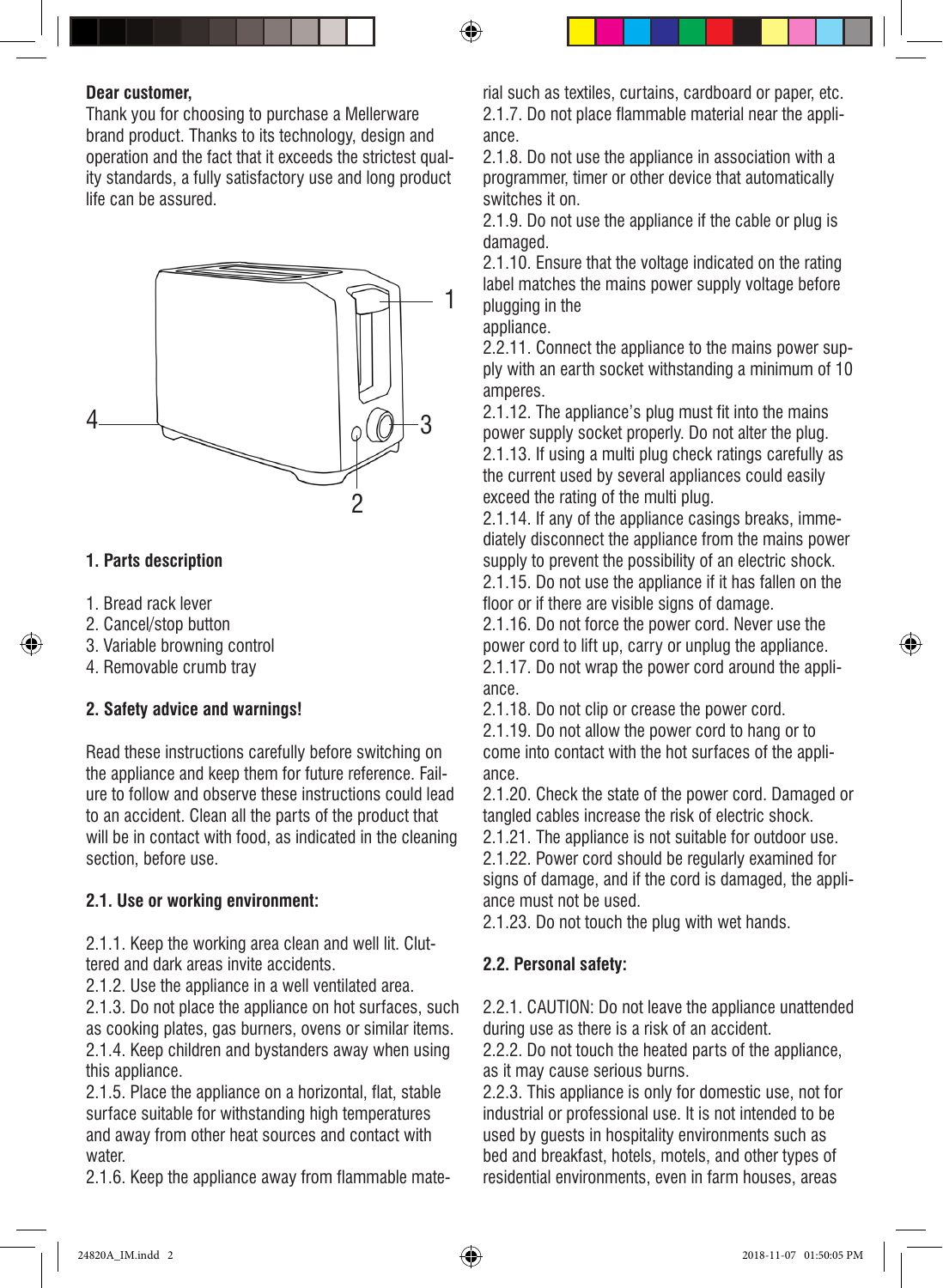**Dear customer,**

Thank you for choosing to purchase a Mellerware brand product. Thanks to its technology, design and operation and the fact that it exceeds the strictest quality standards, a fully satisfactory use and long product life can be assured.

## 1. Parts description

1. Bread rack lever
2. Cancel/stop button
3. Variable browning control
4. Removable crumb tray

## 2. Safety advice and warnings!

Read these instructions carefully before switching on the appliance and keep them for future reference. Failure to follow and observe these instructions could lead to an accident. Clean all the parts of the product that will be in contact with food, as indicated in the cleaning section, before use.

### 2.1. Use or working environment:

2.1.1. Keep the working area clean and well lit. Cluttered and dark areas invite accidents.
2.1.2. Use the appliance in a well ventilated area.
2.1.3. Do not place the appliance on hot surfaces, such as cooking plates, gas burners, ovens or similar items.
2.1.4. Keep children and bystanders away when using this appliance.
2.1.5. Place the appliance on a horizontal, flat, stable surface suitable for withstanding high temperatures and away from other heat sources and contact with water.
2.1.6. Keep the appliance away from flammable material such as textiles, curtains, cardboard or paper, etc.
2.1.7. Do not place flammable material near the appliance.
2.1.8. Do not use the appliance in association with a programmer, timer or other device that automatically switches it on.
2.1.9. Do not use the appliance if the cable or plug is damaged.
2.1.10. Ensure that the voltage indicated on the rating label matches the mains power supply voltage before plugging in the
appliance.
2.2.11. Connect the appliance to the mains power supply with an earth socket withstanding a minimum of 10 amperes.
2.1.12. The appliance's plug must fit into the mains power supply socket properly. Do not alter the plug.
2.1.13. If using a multi plug check ratings carefully as the current used by several appliances could easily exceed the rating of the multi plug.
2.1.14. If any of the appliance casings breaks, immediately disconnect the appliance from the mains power supply to prevent the possibility of an electric shock.
2.1.15. Do not use the appliance if it has fallen on the floor or if there are visible signs of damage.
2.1.16. Do not force the power cord. Never use the power cord to lift up, carry or unplug the appliance.
2.1.17. Do not wrap the power cord around the appliance.
2.1.18. Do not clip or crease the power cord.
2.1.19. Do not allow the power cord to hang or to come into contact with the hot surfaces of the appliance.
2.1.20. Check the state of the power cord. Damaged or tangled cables increase the risk of electric shock.
2.1.21. The appliance is not suitable for outdoor use.
2.1.22. Power cord should be regularly examined for signs of damage, and if the cord is damaged, the appliance must not be used.
2.1.23. Do not touch the plug with wet hands.

### 2.2. Personal safety:

2.2.1. CAUTION: Do not leave the appliance unattended during use as there is a risk of an accident.
2.2.2. Do not touch the heated parts of the appliance, as it may cause serious burns.
2.2.3. This appliance is only for domestic use, not for industrial or professional use. It is not intended to be used by guests in hospitality environments such as bed and breakfast, hotels, motels, and other types of residential environments, even in farm houses, areas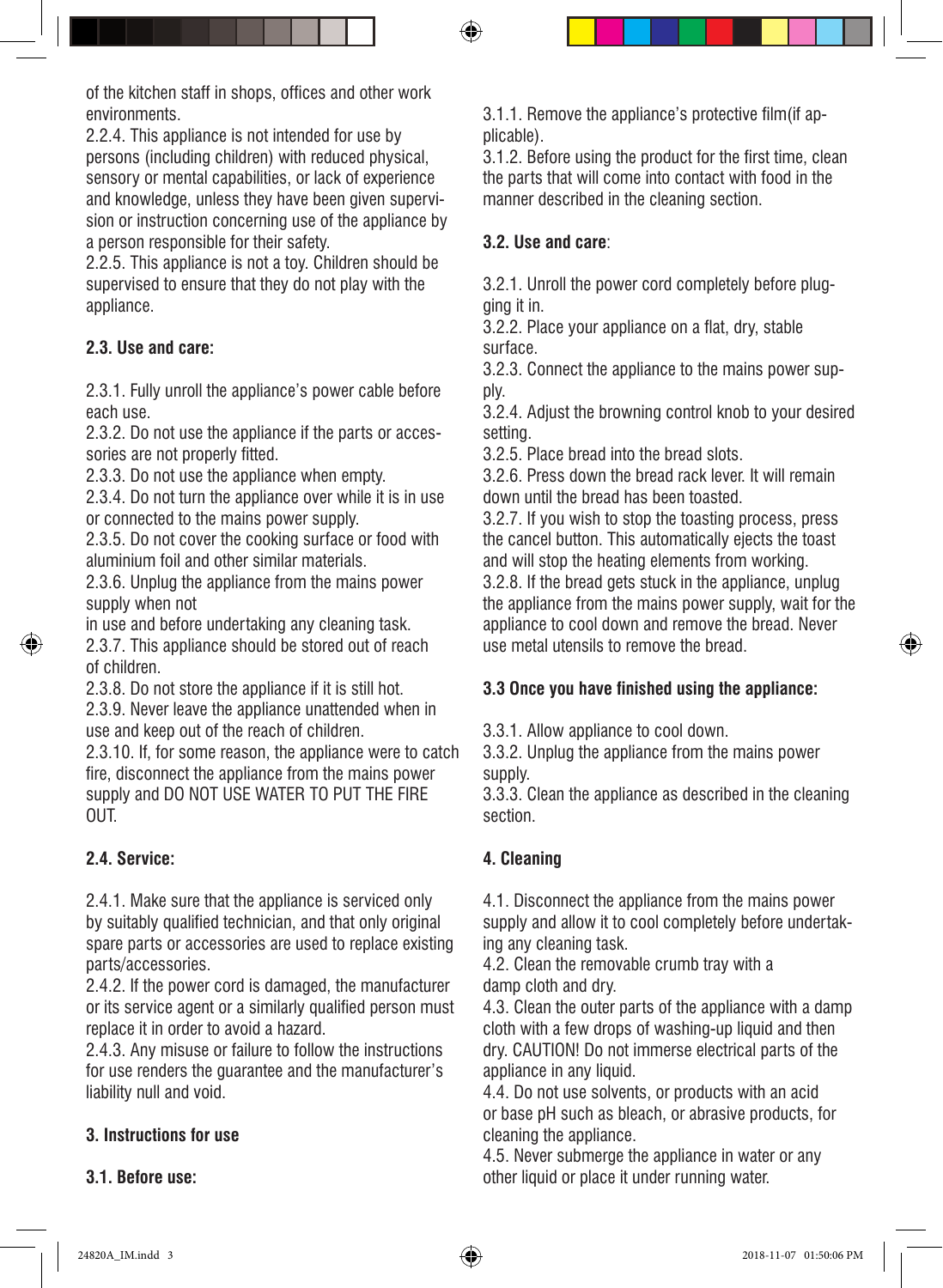of the kitchen staff in shops, offices and other work environments.

2.2.4. This appliance is not intended for use by persons (including children) with reduced physical, sensory or mental capabilities, or lack of experience and knowledge, unless they have been given supervision or instruction concerning use of the appliance by a person responsible for their safety.

2.2.5. This appliance is not a toy. Children should be supervised to ensure that they do not play with the appliance.

### 2.3. Use and care:

2.3.1. Fully unroll the appliance's power cable before each use.

2.3.2. Do not use the appliance if the parts or accessories are not properly fitted.

2.3.3. Do not use the appliance when empty.

2.3.4. Do not turn the appliance over while it is in use or connected to the mains power supply.

2.3.5. Do not cover the cooking surface or food with aluminium foil and other similar materials.

2.3.6. Unplug the appliance from the mains power supply when not in use and before undertaking any cleaning task.

2.3.7. This appliance should be stored out of reach of children.

2.3.8. Do not store the appliance if it is still hot.

2.3.9. Never leave the appliance unattended when in use and keep out of the reach of children.

2.3.10. If, for some reason, the appliance were to catch fire, disconnect the appliance from the mains power supply and DO NOT USE WATER TO PUT THE FIRE OUT.

### 2.4. Service:

2.4.1. Make sure that the appliance is serviced only by suitably qualified technician, and that only original spare parts or accessories are used to replace existing parts/accessories.

2.4.2. If the power cord is damaged, the manufacturer or its service agent or a similarly qualified person must replace it in order to avoid a hazard.

2.4.3. Any misuse or failure to follow the instructions for use renders the guarantee and the manufacturer's liability null and void.

## 3. Instructions for use

### 3.1. Before use:

3.1.1. Remove the appliance's protective film(if applicable).

3.1.2. Before using the product for the first time, clean the parts that will come into contact with food in the manner described in the cleaning section.

### 3.2. Use and care:

3.2.1. Unroll the power cord completely before plugging it in.

3.2.2. Place your appliance on a flat, dry, stable surface.

3.2.3. Connect the appliance to the mains power supply.

3.2.4. Adjust the browning control knob to your desired setting.

3.2.5. Place bread into the bread slots.

3.2.6. Press down the bread rack lever. It will remain down until the bread has been toasted.

3.2.7. If you wish to stop the toasting process, press the cancel button. This automatically ejects the toast and will stop the heating elements from working.

3.2.8. If the bread gets stuck in the appliance, unplug the appliance from the mains power supply, wait for the appliance to cool down and remove the bread. Never use metal utensils to remove the bread.

### 3.3 Once you have finished using the appliance:

3.3.1. Allow appliance to cool down.

3.3.2. Unplug the appliance from the mains power supply.

3.3.3. Clean the appliance as described in the cleaning section.

## 4. Cleaning

4.1. Disconnect the appliance from the mains power supply and allow it to cool completely before undertaking any cleaning task.

4.2. Clean the removable crumb tray with a damp cloth and dry.

4.3. Clean the outer parts of the appliance with a damp cloth with a few drops of washing-up liquid and then dry. CAUTION! Do not immerse electrical parts of the appliance in any liquid.

4.4. Do not use solvents, or products with an acid or base pH such as bleach, or abrasive products, for cleaning the appliance.

4.5. Never submerge the appliance in water or any other liquid or place it under running water.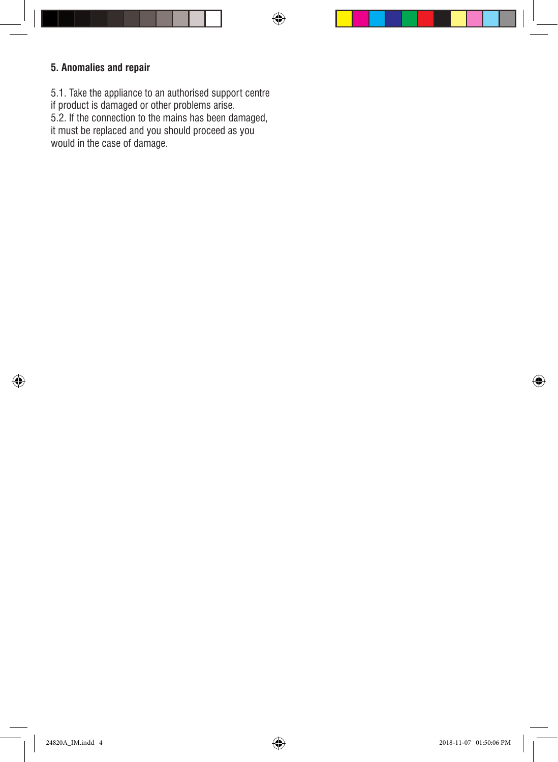## 5. Anomalies and repair

5.1. Take the appliance to an authorised support centre if product is damaged or other problems arise.
5.2. If the connection to the mains has been damaged, it must be replaced and you should proceed as you would in the case of damage.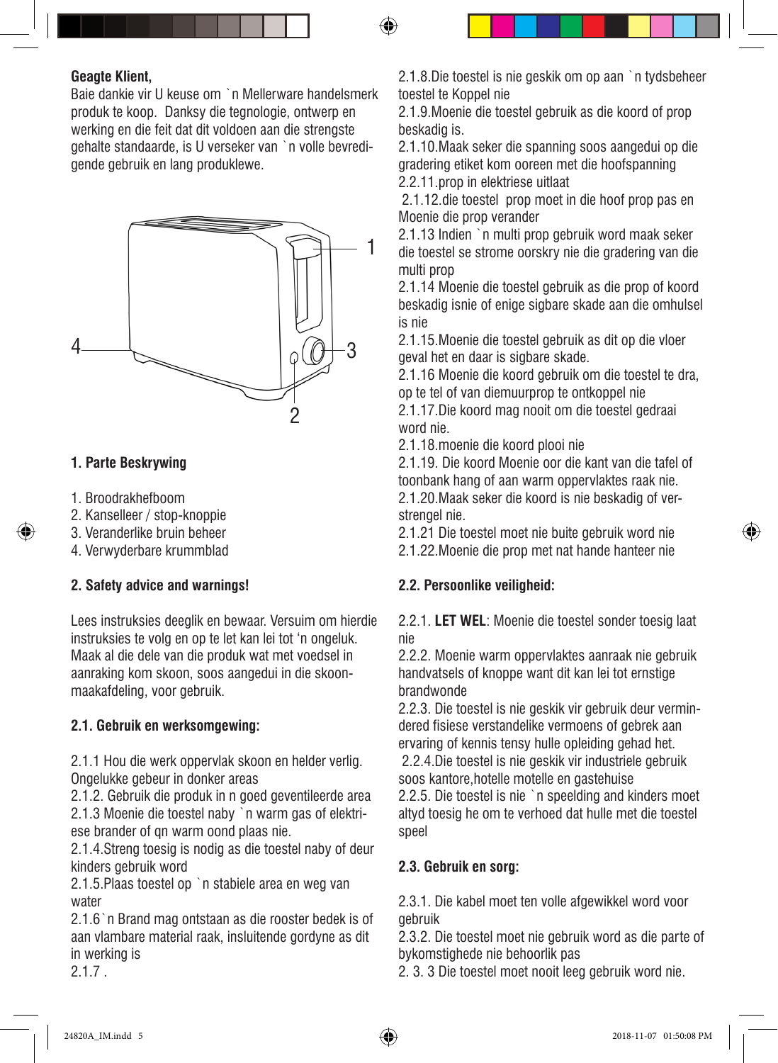**Geagte Klient,**

Baie dankie vir U keuse om `n Mellerware handelsmerk produk te koop. Danksy die tegnologie, ontwerp en werking en die feit dat dit voldoen aan die strengste gehalte standaarde, is U verseker van `n volle bevredigende gebruik en lang produklewe.

## 1. Parte Beskrywing

1. Broodrakhefboom
2. Kanselleer / stop-knoppie
3. Veranderlike bruin beheer
4. Verwyderbare krummblad

## 2. Safety advice and warnings!

Lees instruksies deeglik en bewaar. Versuim om hierdie instruksies te volg en op te let kan lei tot ‘n ongeluk. Maak al die dele van die produk wat met voedsel in aanraking kom skoon, soos aangedui in die skoonmaakafdeling, voor gebruik.

### 2.1. Gebruik en werksomgewing:

2.1.1 Hou die werk oppervlak skoon en helder verlig. Ongelukke gebeur in donker areas

2.1.2. Gebruik die produk in n goed geventileerde area

2.1.3 Moenie die toestel naby `n warm gas of elektriese brander of qn warm oond plaas nie.

2.1.4.Streng toesig is nodig as die toestel naby of deur kinders gebruik word

2.1.5.Plaas toestel op `n stabiele area en weg van water

2.1.6`n Brand mag ontstaan as die rooster bedek is of aan vlambare material raak, insluitende gordyne as dit in werking is

2.1.7 .

2.1.8.Die toestel is nie geskik om op aan `n tydsbeheer toestel te Koppel nie

2.1.9.Moenie die toestel gebruik as die koord of prop beskadig is.

2.1.10.Maak seker die spanning soos aangedui op die gradering etiket kom ooreen met die hoofspanning

2.2.11.prop in elektriese uitlaat

2.1.12.die toestel prop moet in die hoof prop pas en Moenie die prop verander

2.1.13 Indien `n multi prop gebruik word maak seker die toestel se strome oorskry nie die gradering van die multi prop

2.1.14 Moenie die toestel gebruik as die prop of koord beskadig isnie of enige sigbare skade aan die omhulsel is nie

2.1.15.Moenie die toestel gebruik as dit op die vloer geval het en daar is sigbare skade.

2.1.16 Moenie die koord gebruik om die toestel te dra, op te tel of van diemuurprop te ontkoppel nie

2.1.17.Die koord mag nooit om die toestel gedraai word nie.

2.1.18.moenie die koord plooi nie

2.1.19. Die koord Moenie oor die kant van die tafel of toonbank hang of aan warm oppervlaktes raak nie.

2.1.20.Maak seker die koord is nie beskadig of verstrengel nie.

2.1.21 Die toestel moet nie buite gebruik word nie

2.1.22.Moenie die prop met nat hande hanteer nie

### 2.2. Persoonlike veiligheid:

2.2.1. **LET WEL**: Moenie die toestel sonder toesig laat nie

2.2.2. Moenie warm oppervlaktes aanraak nie gebruik handvatsels of knoppe want dit kan lei tot ernstige brandwonde

2.2.3. Die toestel is nie geskik vir gebruik deur verminderd fisiese verstandelike vermoens of gebrek aan ervaring of kennis tensy hulle opleiding gehad het.

2.2.4.Die toestel is nie geskik vir industriele gebruik soos kantore,hotelle motelle en gastehuise

2.2.5. Die toestel is nie `n speelding and kinders moet altyd toesig he om te verhoed dat hulle met die toestel speel

### 2.3. Gebruik en sorg:

2.3.1. Die kabel moet ten volle afgewikkel word voor gebruik

2.3.2. Die toestel moet nie gebruik word as die parte of bykomstighede nie behoorlik pas

2. 3. 3 Die toestel moet nooit leeg gebruik word nie.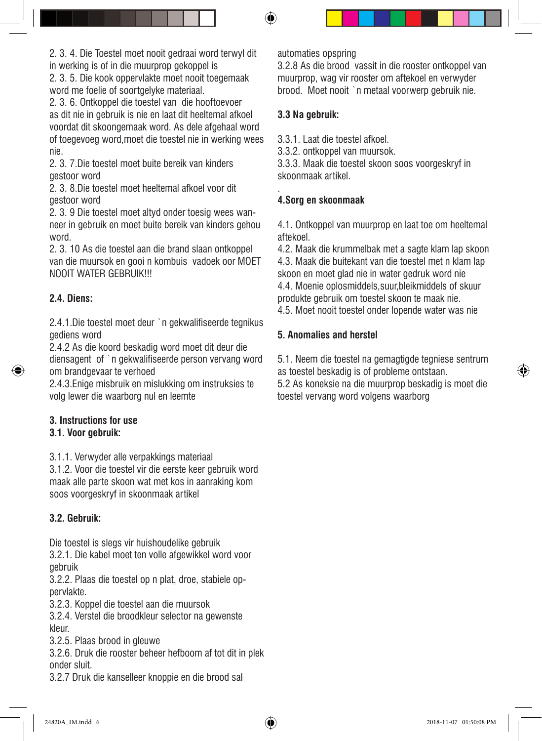2. 3. 4. Die Toestel moet nooit gedraai word terwyl dit in werking is of in die muurprop gekoppel is

2. 3. 5. Die kook oppervlakte moet nooit toegemaak word me foelie of soortgelyke materiaal.

2. 3. 6. Ontkoppel die toestel van die hooftoevoer as dit nie in gebruik is nie en laat dit heeltemal afkoel voordat dit skoongemaak word. As dele afgehaal word of toegevoeg word,moet die toestel nie in werking wees nie.

2. 3. 7.Die toestel moet buite bereik van kinders gestoor word

2. 3. 8.Die toestel moet heeltemal afkoel voor dit gestoor word

2. 3. 9 Die toestel moet altyd onder toesig wees wanneer in gebruik en moet buite bereik van kinders gehou word.

2. 3. 10 As die toestel aan die brand slaan ontkoppel van die muursok en gooi n kombuis vadoek oor MOET NOOIT WATER GEBRUIK!!!

**2.4. Diens:**

2.4.1.Die toestel moet deur `n gekwalifiseerde tegnikus gediens word

2.4.2 As die koord beskadig word moet dit deur die diensagent of `n gekwalifiseerde person vervang word om brandgevaar te verhoed

2.4.3.Enige misbruik en mislukking om instruksies te volg lewer die waarborg nul en leemte

**3. Instructions for use**

**3.1. Voor gebruik:**

3.1.1. Verwyder alle verpakkings materiaal

3.1.2. Voor die toestel vir die eerste keer gebruik word maak alle parte skoon wat met kos in aanraking kom soos voorgeskryf in skoonmaak artikel

**3.2. Gebruik:**

Die toestel is slegs vir huishoudelike gebruik

3.2.1. Die kabel moet ten volle afgewikkel word voor gebruik

3.2.2. Plaas die toestel op n plat, droe, stabiele oppervlakte.

3.2.3. Koppel die toestel aan die muursok

3.2.4. Verstel die broodkleur selector na gewenste kleur.

3.2.5. Plaas brood in gleuwe

3.2.6. Druk die rooster beheer hefboom af tot dit in plek onder sluit.

3.2.7 Druk die kanselleer knoppie en die brood sal automaties opspring

3.2.8 As die brood vassit in die rooster ontkoppel van muurprop, wag vir rooster om aftekoel en verwyder brood. Moet nooit `n metaal voorwerp gebruik nie.

**3.3 Na gebruik:**

3.3.1. Laat die toestel afkoel.

3.3.2. ontkoppel van muursok.

3.3.3. Maak die toestel skoon soos voorgeskryf in skoonmaak artikel.

.

**4.Sorg en skoonmaak**

4.1. Ontkoppel van muurprop en laat toe om heeltemal aftekoel.

4.2. Maak die krummelbak met a sagte klam lap skoon

4.3. Maak die buitekant van die toestel met n klam lap skoon en moet glad nie in water gedruk word nie

4.4. Moenie oplosmiddels,suur,bleikmiddels of skuur produkte gebruik om toestel skoon te maak nie.

4.5. Moet nooit toestel onder lopende water was nie

**5. Anomalies and herstel**

5.1. Neem die toestel na gemagtigde tegniese sentrum as toestel beskadig is of probleme ontstaan.

5.2 As koneksie na die muurprop beskadig is moet die toestel vervang word volgens waarborg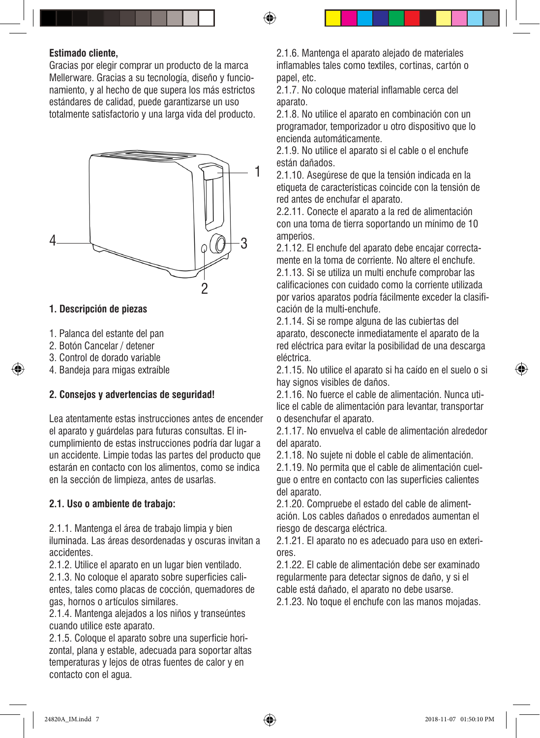**Estimado cliente,**

Gracias por elegir comprar un producto de la marca Mellerware. Gracias a su tecnología, diseño y funcionamiento, y al hecho de que supera los más estrictos estándares de calidad, puede garantizarse un uso totalmente satisfactorio y una larga vida del producto.

## 1. Descripción de piezas

1. Palanca del estante del pan
2. Botón Cancelar / detener
3. Control de dorado variable
4. Bandeja para migas extraíble

## 2. Consejos y advertencias de seguridad!

Lea atentamente estas instrucciones antes de encender el aparato y guárdelas para futuras consultas. El incumplimiento de estas instrucciones podría dar lugar a un accidente. Limpie todas las partes del producto que estarán en contacto con los alimentos, como se indica en la sección de limpieza, antes de usarlas.

### 2.1. Uso o ambiente de trabajo:

2.1.1. Mantenga el área de trabajo limpia y bien iluminada. Las áreas desordenadas y oscuras invitan a accidentes.
2.1.2. Utilice el aparato en un lugar bien ventilado.
2.1.3. No coloque el aparato sobre superficies calientes, tales como placas de cocción, quemadores de gas, hornos o artículos similares.
2.1.4. Mantenga alejados a los niños y transeúntes cuando utilice este aparato.
2.1.5. Coloque el aparato sobre una superficie horizontal, plana y estable, adecuada para soportar altas temperaturas y lejos de otras fuentes de calor y en contacto con el agua.
2.1.6. Mantenga el aparato alejado de materiales inflamables tales como textiles, cortinas, cartón o papel, etc.
2.1.7. No coloque material inflamable cerca del aparato.
2.1.8. No utilice el aparato en combinación con un programador, temporizador u otro dispositivo que lo encienda automáticamente.
2.1.9. No utilice el aparato si el cable o el enchufe están dañados.
2.1.10. Asegúrese de que la tensión indicada en la etiqueta de características coincide con la tensión de red antes de enchufar el aparato.
2.2.11. Conecte el aparato a la red de alimentación con una toma de tierra soportando un mínimo de 10 amperios.
2.1.12. El enchufe del aparato debe encajar correctamente en la toma de corriente. No altere el enchufe.
2.1.13. Si se utiliza un multi enchufe comprobar las calificaciones con cuidado como la corriente utilizada por varios aparatos podría fácilmente exceder la clasificación de la multi-enchufe.
2.1.14. Si se rompe alguna de las cubiertas del aparato, desconecte inmediatamente el aparato de la red eléctrica para evitar la posibilidad de una descarga eléctrica.
2.1.15. No utilice el aparato si ha caído en el suelo o si hay signos visibles de daños.
2.1.16. No fuerce el cable de alimentación. Nunca utilice el cable de alimentación para levantar, transportar o desenchufar el aparato.
2.1.17. No envuelva el cable de alimentación alrededor del aparato.
2.1.18. No sujete ni doble el cable de alimentación.
2.1.19. No permita que el cable de alimentación cuelgue o entre en contacto con las superficies calientes del aparato.
2.1.20. Compruebe el estado del cable de alimentación. Los cables dañados o enredados aumentan el riesgo de descarga eléctrica.
2.1.21. El aparato no es adecuado para uso en exteriores.
2.1.22. El cable de alimentación debe ser examinado regularmente para detectar signos de daño, y si el cable está dañado, el aparato no debe usarse.
2.1.23. No toque el enchufe con las manos mojadas.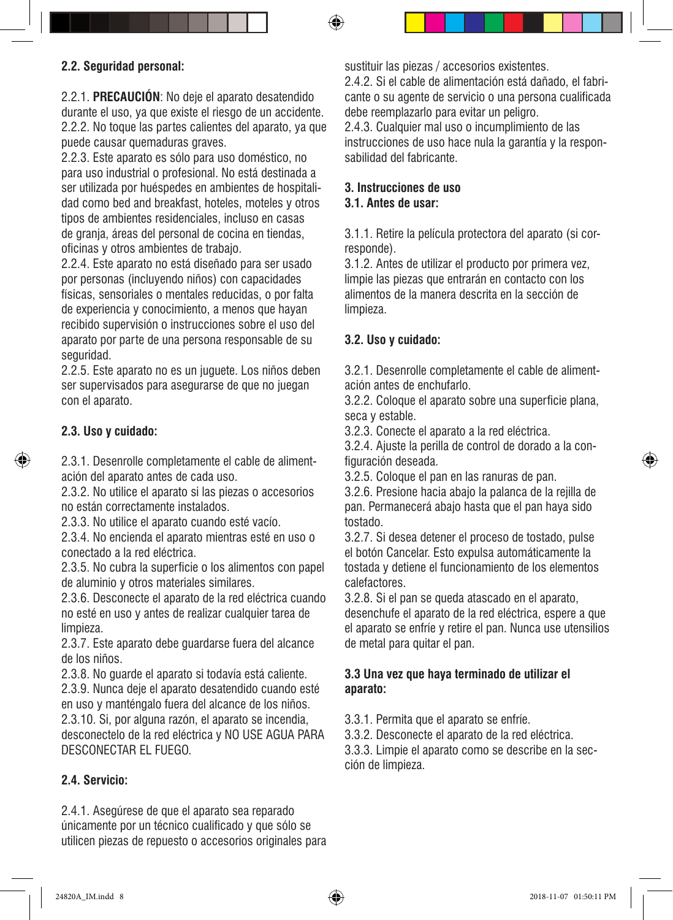## 2.2. Seguridad personal:

2.2.1. **PRECAUCIÓN**: No deje el aparato desatendido durante el uso, ya que existe el riesgo de un accidente.
2.2.2. No toque las partes calientes del aparato, ya que puede causar quemaduras graves.
2.2.3. Este aparato es sólo para uso doméstico, no para uso industrial o profesional. No está destinada a ser utilizada por huéspedes en ambientes de hospitalidad como bed and breakfast, hoteles, moteles y otros tipos de ambientes residenciales, incluso en casas de granja, áreas del personal de cocina en tiendas, oficinas y otros ambientes de trabajo.
2.2.4. Este aparato no está diseñado para ser usado por personas (incluyendo niños) con capacidades físicas, sensoriales o mentales reducidas, o por falta de experiencia y conocimiento, a menos que hayan recibido supervisión o instrucciones sobre el uso del aparato por parte de una persona responsable de su seguridad.
2.2.5. Este aparato no es un juguete. Los niños deben ser supervisados para asegurarse de que no juegan con el aparato.

## 2.3. Uso y cuidado:

2.3.1. Desenrolle completamente el cable de alimentación del aparato antes de cada uso.
2.3.2. No utilice el aparato si las piezas o accesorios no están correctamente instalados.
2.3.3. No utilice el aparato cuando esté vacío.
2.3.4. No encienda el aparato mientras esté en uso o conectado a la red eléctrica.
2.3.5. No cubra la superficie o los alimentos con papel de aluminio y otros materiales similares.
2.3.6. Desconecte el aparato de la red eléctrica cuando no esté en uso y antes de realizar cualquier tarea de limpieza.
2.3.7. Este aparato debe guardarse fuera del alcance de los niños.
2.3.8. No guarde el aparato si todavía está caliente.
2.3.9. Nunca deje el aparato desatendido cuando esté en uso y manténgalo fuera del alcance de los niños.
2.3.10. Si, por alguna razón, el aparato se incendia, desconectelo de la red eléctrica y NO USE AGUA PARA DESCONECTAR EL FUEGO.

## 2.4. Servicio:

2.4.1. Asegúrese de que el aparato sea reparado únicamente por un técnico cualificado y que sólo se utilicen piezas de repuesto o accesorios originales para sustituir las piezas / accesorios existentes.
2.4.2. Si el cable de alimentación está dañado, el fabricante o su agente de servicio o una persona cualificada debe reemplazarlo para evitar un peligro.
2.4.3. Cualquier mal uso o incumplimiento de las instrucciones de uso hace nula la garantía y la responsabilidad del fabricante.

# 3. Instrucciones de uso

## 3.1. Antes de usar:

3.1.1. Retire la película protectora del aparato (si corresponde).
3.1.2. Antes de utilizar el producto por primera vez, limpie las piezas que entrarán en contacto con los alimentos de la manera descrita en la sección de limpieza.

## 3.2. Uso y cuidado:

3.2.1. Desenrolle completamente el cable de alimentación antes de enchufarlo.
3.2.2. Coloque el aparato sobre una superficie plana, seca y estable.
3.2.3. Conecte el aparato a la red eléctrica.
3.2.4. Ajuste la perilla de control de dorado a la configuración deseada.
3.2.5. Coloque el pan en las ranuras de pan.
3.2.6. Presione hacia abajo la palanca de la rejilla de pan. Permanecerá abajo hasta que el pan haya sido tostado.
3.2.7. Si desea detener el proceso de tostado, pulse el botón Cancelar. Esto expulsa automáticamente la tostada y detiene el funcionamiento de los elementos calefactores.
3.2.8. Si el pan se queda atascado en el aparato, desenchufe el aparato de la red eléctrica, espere a que el aparato se enfríe y retire el pan. Nunca use utensilios de metal para quitar el pan.

## 3.3 Una vez que haya terminado de utilizar el aparato:

3.3.1. Permita que el aparato se enfríe.
3.3.2. Desconecte el aparato de la red eléctrica.
3.3.3. Limpie el aparato como se describe en la sección de limpieza.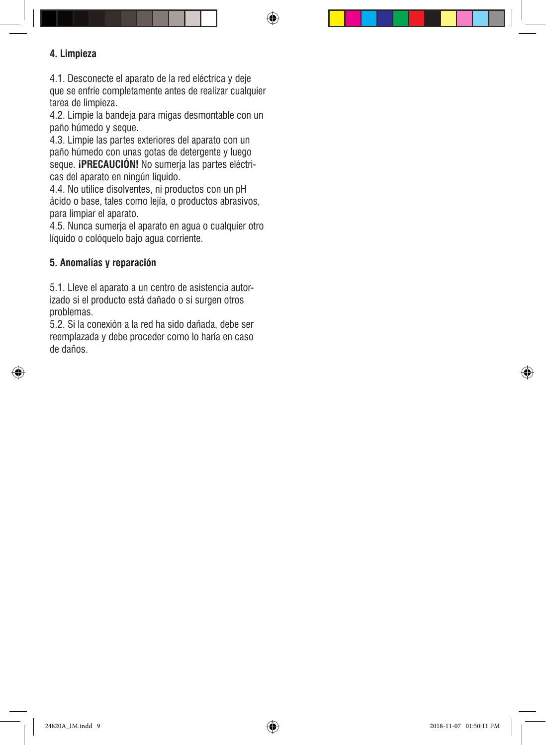## 4. Limpieza

4.1. Desconecte el aparato de la red eléctrica y deje que se enfríe completamente antes de realizar cualquier tarea de limpieza.
4.2. Limpie la bandeja para migas desmontable con un paño húmedo y seque.
4.3. Limpie las partes exteriores del aparato con un paño húmedo con unas gotas de detergente y luego seque. **¡PRECAUCIÓN!** No sumerja las partes eléctricas del aparato en ningún líquido.
4.4. No utilice disolventes, ni productos con un pH ácido o base, tales como lejía, o productos abrasivos, para limpiar el aparato.
4.5. Nunca sumerja el aparato en agua o cualquier otro líquido o colóquelo bajo agua corriente.

## 5. Anomalías y reparación

5.1. Lleve el aparato a un centro de asistencia autorizado si el producto está dañado o si surgen otros problemas.
5.2. Si la conexión a la red ha sido dañada, debe ser reemplazada y debe proceder como lo haría en caso de daños.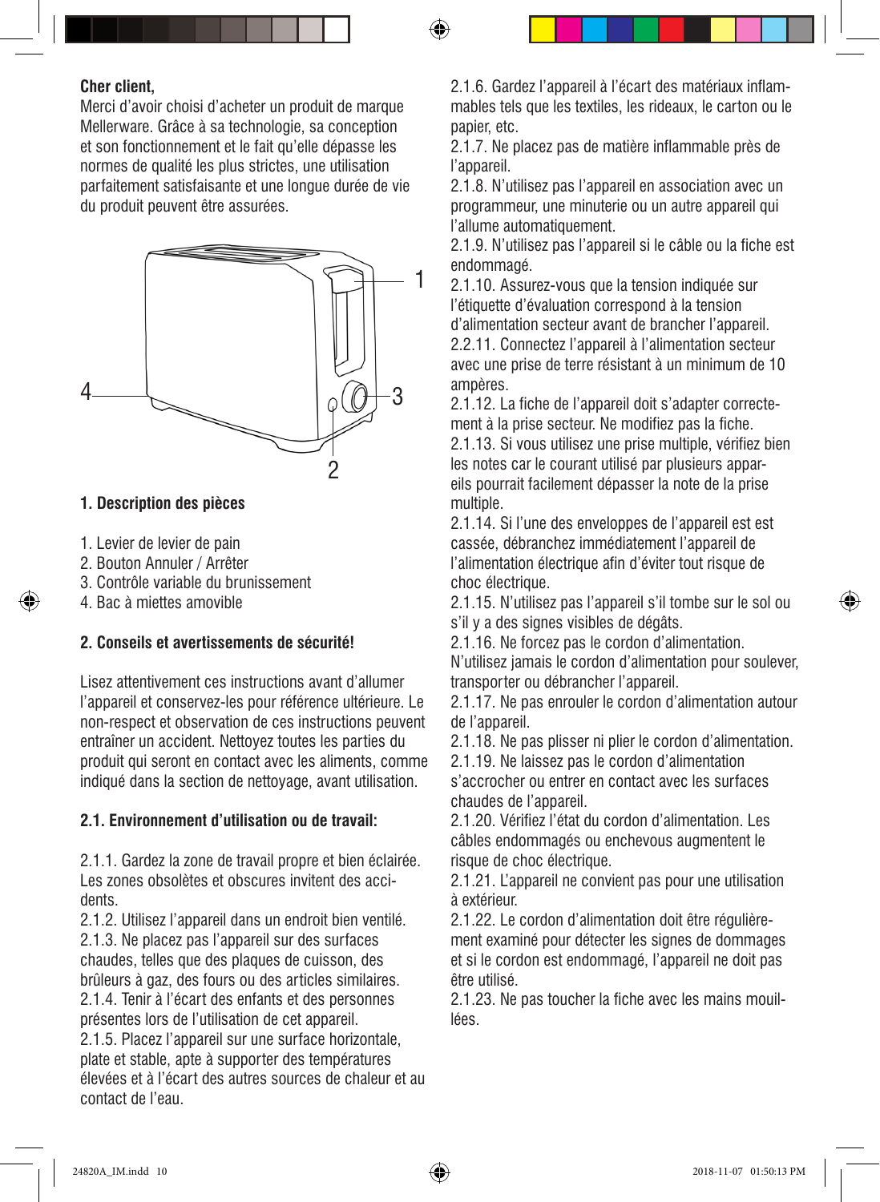**Cher client,**

Merci d'avoir choisi d'acheter un produit de marque Mellerware. Grâce à sa technologie, sa conception et son fonctionnement et le fait qu'elle dépasse les normes de qualité les plus strictes, une utilisation parfaitement satisfaisante et une longue durée de vie du produit peuvent être assurées.

## 1. Description des pièces

1. Levier de levier de pain
2. Bouton Annuler / Arrêter
3. Contrôle variable du brunissement
4. Bac à miettes amovible

## 2. Conseils et avertissements de sécurité!

Lisez attentivement ces instructions avant d'allumer l'appareil et conservez-les pour référence ultérieure. Le non-respect et observation de ces instructions peuvent entraîner un accident. Nettoyez toutes les parties du produit qui seront en contact avec les aliments, comme indiqué dans la section de nettoyage, avant utilisation.

### 2.1. Environnement d'utilisation ou de travail:

2.1.1. Gardez la zone de travail propre et bien éclairée. Les zones obsolètes et obscures invitent des accidents.
2.1.2. Utilisez l'appareil dans un endroit bien ventilé.
2.1.3. Ne placez pas l'appareil sur des surfaces chaudes, telles que des plaques de cuisson, des brûleurs à gaz, des fours ou des articles similaires.
2.1.4. Tenir à l'écart des enfants et des personnes présentes lors de l'utilisation de cet appareil.
2.1.5. Placez l'appareil sur une surface horizontale, plate et stable, apte à supporter des températures élevées et à l'écart des autres sources de chaleur et au contact de l'eau.
2.1.6. Gardez l'appareil à l'écart des matériaux inflammables tels que les textiles, les rideaux, le carton ou le papier, etc.
2.1.7. Ne placez pas de matière inflammable près de l'appareil.
2.1.8. N'utilisez pas l'appareil en association avec un programmeur, une minuterie ou un autre appareil qui l'allume automatiquement.
2.1.9. N'utilisez pas l'appareil si le câble ou la fiche est endommagé.
2.1.10. Assurez-vous que la tension indiquée sur l'étiquette d'évaluation correspond à la tension d'alimentation secteur avant de brancher l'appareil.
2.2.11. Connectez l'appareil à l'alimentation secteur avec une prise de terre résistant à un minimum de 10 ampères.
2.1.12. La fiche de l'appareil doit s'adapter correctement à la prise secteur. Ne modifiez pas la fiche.
2.1.13. Si vous utilisez une prise multiple, vérifiez bien les notes car le courant utilisé par plusieurs appareils pourrait facilement dépasser la note de la prise multiple.
2.1.14. Si l'une des enveloppes de l'appareil est est cassée, débranchez immédiatement l'appareil de l'alimentation électrique afin d'éviter tout risque de choc électrique.
2.1.15. N'utilisez pas l'appareil s'il tombe sur le sol ou s'il y a des signes visibles de dégâts.
2.1.16. Ne forcez pas le cordon d'alimentation. N'utilisez jamais le cordon d'alimentation pour soulever, transporter ou débrancher l'appareil.
2.1.17. Ne pas enrouler le cordon d'alimentation autour de l'appareil.
2.1.18. Ne pas plisser ni plier le cordon d'alimentation.
2.1.19. Ne laissez pas le cordon d'alimentation s'accrocher ou entrer en contact avec les surfaces chaudes de l'appareil.
2.1.20. Vérifiez l'état du cordon d'alimentation. Les câbles endommagés ou enchevous augmentent le risque de choc électrique.
2.1.21. L'appareil ne convient pas pour une utilisation à extérieur.
2.1.22. Le cordon d'alimentation doit être régulièrement examiné pour détecter les signes de dommages et si le cordon est endommagé, l'appareil ne doit pas être utilisé.
2.1.23. Ne pas toucher la fiche avec les mains mouillées.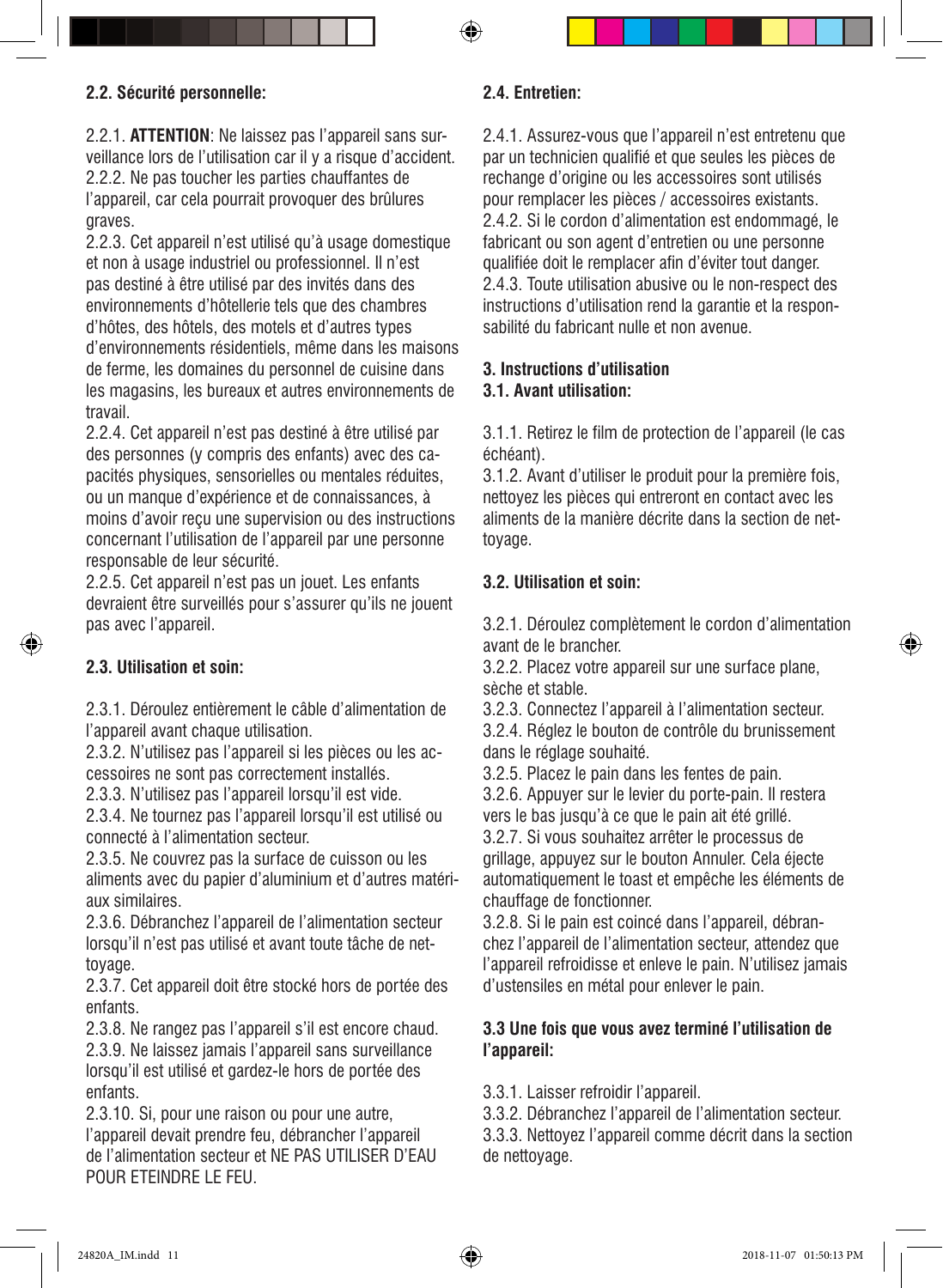### 2.2. Sécurité personnelle:

2.2.1. **ATTENTION**: Ne laissez pas l'appareil sans surveillance lors de l'utilisation car il y a risque d'accident.
2.2.2. Ne pas toucher les parties chauffantes de l'appareil, car cela pourrait provoquer des brûlures graves.
2.2.3. Cet appareil n'est utilisé qu'à usage domestique et non à usage industriel ou professionnel. Il n'est pas destiné à être utilisé par des invités dans des environnements d'hôtellerie tels que des chambres d'hôtes, des hôtels, des motels et d'autres types d'environnements résidentiels, même dans les maisons de ferme, les domaines du personnel de cuisine dans les magasins, les bureaux et autres environnements de travail.
2.2.4. Cet appareil n'est pas destiné à être utilisé par des personnes (y compris des enfants) avec des capacités physiques, sensorielles ou mentales réduites, ou un manque d'expérience et de connaissances, à moins d'avoir reçu une supervision ou des instructions concernant l'utilisation de l'appareil par une personne responsable de leur sécurité.
2.2.5. Cet appareil n'est pas un jouet. Les enfants devraient être surveillés pour s'assurer qu'ils ne jouent pas avec l'appareil.

### 2.3. Utilisation et soin:

2.3.1. Déroulez entièrement le câble d'alimentation de l'appareil avant chaque utilisation.
2.3.2. N'utilisez pas l'appareil si les pièces ou les accessoires ne sont pas correctement installés.
2.3.3. N'utilisez pas l'appareil lorsqu'il est vide.
2.3.4. Ne tournez pas l'appareil lorsqu'il est utilisé ou connecté à l'alimentation secteur.
2.3.5. Ne couvrez pas la surface de cuisson ou les aliments avec du papier d'aluminium et d'autres matériaux similaires.
2.3.6. Débranchez l'appareil de l'alimentation secteur lorsqu'il n'est pas utilisé et avant toute tâche de nettoyage.
2.3.7. Cet appareil doit être stocké hors de portée des enfants.
2.3.8. Ne rangez pas l'appareil s'il est encore chaud.
2.3.9. Ne laissez jamais l'appareil sans surveillance lorsqu'il est utilisé et gardez-le hors de portée des enfants.
2.3.10. Si, pour une raison ou pour une autre, l'appareil devait prendre feu, débrancher l'appareil de l'alimentation secteur et NE PAS UTILISER D'EAU POUR ETEINDRE LE FEU.

### 2.4. Entretien:

2.4.1. Assurez-vous que l'appareil n'est entretenu que par un technicien qualifié et que seules les pièces de rechange d'origine ou les accessoires sont utilisés pour remplacer les pièces / accessoires existants.
2.4.2. Si le cordon d'alimentation est endommagé, le fabricant ou son agent d'entretien ou une personne qualifiée doit le remplacer afin d'éviter tout danger.
2.4.3. Toute utilisation abusive ou le non-respect des instructions d'utilisation rend la garantie et la responsabilité du fabricant nulle et non avenue.

## 3. Instructions d'utilisation

### 3.1. Avant utilisation:

3.1.1. Retirez le film de protection de l'appareil (le cas échéant).
3.1.2. Avant d'utiliser le produit pour la première fois, nettoyez les pièces qui entreront en contact avec les aliments de la manière décrite dans la section de nettoyage.

### 3.2. Utilisation et soin:

3.2.1. Déroulez complètement le cordon d'alimentation avant de le brancher.
3.2.2. Placez votre appareil sur une surface plane, sèche et stable.
3.2.3. Connectez l'appareil à l'alimentation secteur.
3.2.4. Réglez le bouton de contrôle du brunissement dans le réglage souhaité.
3.2.5. Placez le pain dans les fentes de pain.
3.2.6. Appuyer sur le levier du porte-pain. Il restera vers le bas jusqu'à ce que le pain ait été grillé.
3.2.7. Si vous souhaitez arrêter le processus de grillage, appuyez sur le bouton Annuler. Cela éjecte automatiquement le toast et empêche les éléments de chauffage de fonctionner.
3.2.8. Si le pain est coincé dans l'appareil, débranchez l'appareil de l'alimentation secteur, attendez que l'appareil refroidisse et enleve le pain. N'utilisez jamais d'ustensiles en métal pour enlever le pain.

### 3.3 Une fois que vous avez terminé l'utilisation de l'appareil:

3.3.1. Laisser refroidir l'appareil.
3.3.2. Débranchez l'appareil de l'alimentation secteur.
3.3.3. Nettoyez l'appareil comme décrit dans la section de nettoyage.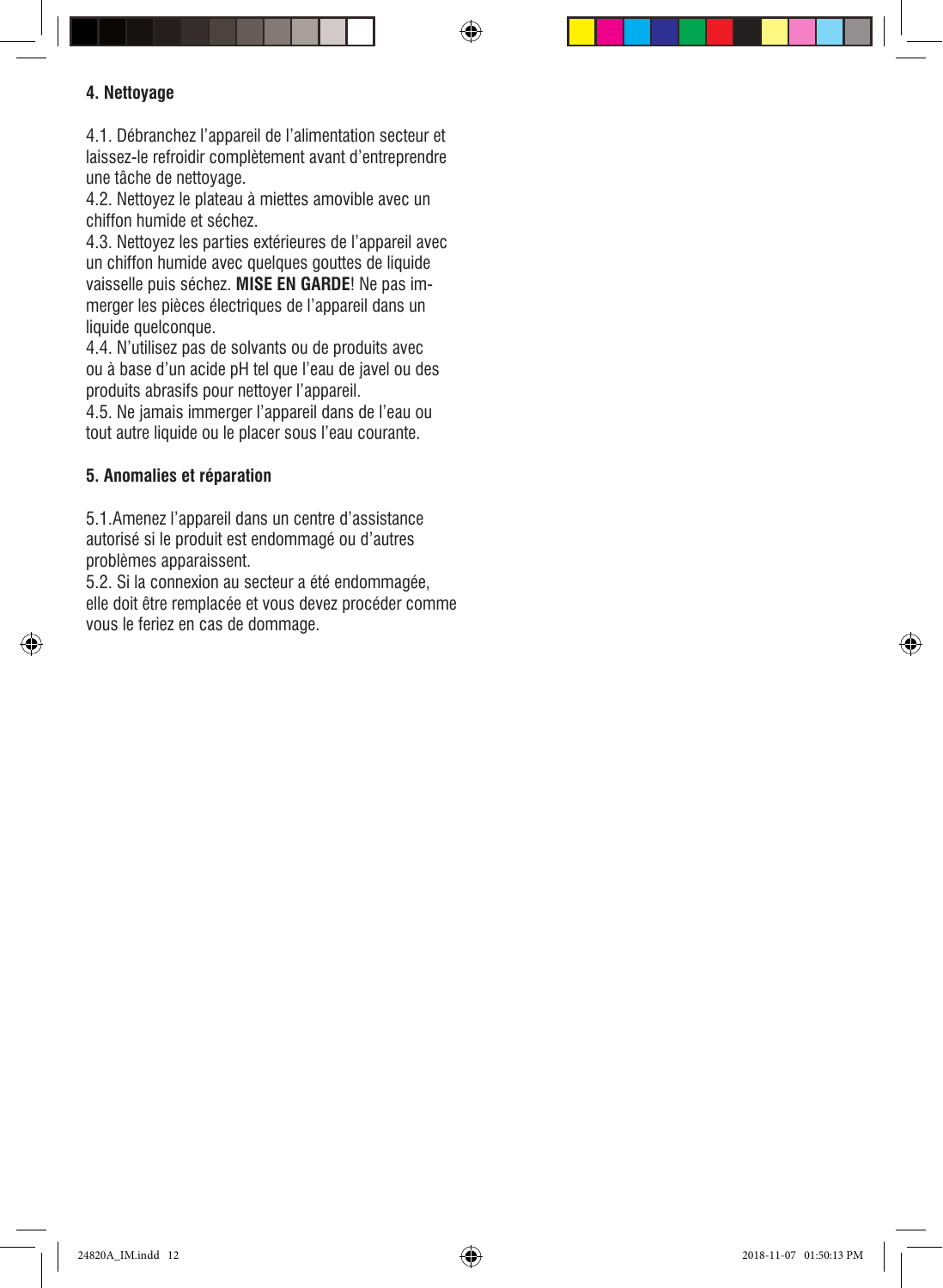## 4. Nettoyage

4.1. Débranchez l'appareil de l'alimentation secteur et laissez-le refroidir complètement avant d'entreprendre une tâche de nettoyage.
4.2. Nettoyez le plateau à miettes amovible avec un chiffon humide et séchez.
4.3. Nettoyez les parties extérieures de l'appareil avec un chiffon humide avec quelques gouttes de liquide vaisselle puis séchez. **MISE EN GARDE**! Ne pas immerger les pièces électriques de l'appareil dans un liquide quelconque.
4.4. N'utilisez pas de solvants ou de produits avec ou à base d'un acide pH tel que l'eau de javel ou des produits abrasifs pour nettoyer l'appareil.
4.5. Ne jamais immerger l'appareil dans de l'eau ou tout autre liquide ou le placer sous l'eau courante.

## 5. Anomalies et réparation

5.1.Amenez l'appareil dans un centre d'assistance autorisé si le produit est endommagé ou d'autres problèmes apparaissent.
5.2. Si la connexion au secteur a été endommagée, elle doit être remplacée et vous devez procéder comme vous le feriez en cas de dommage.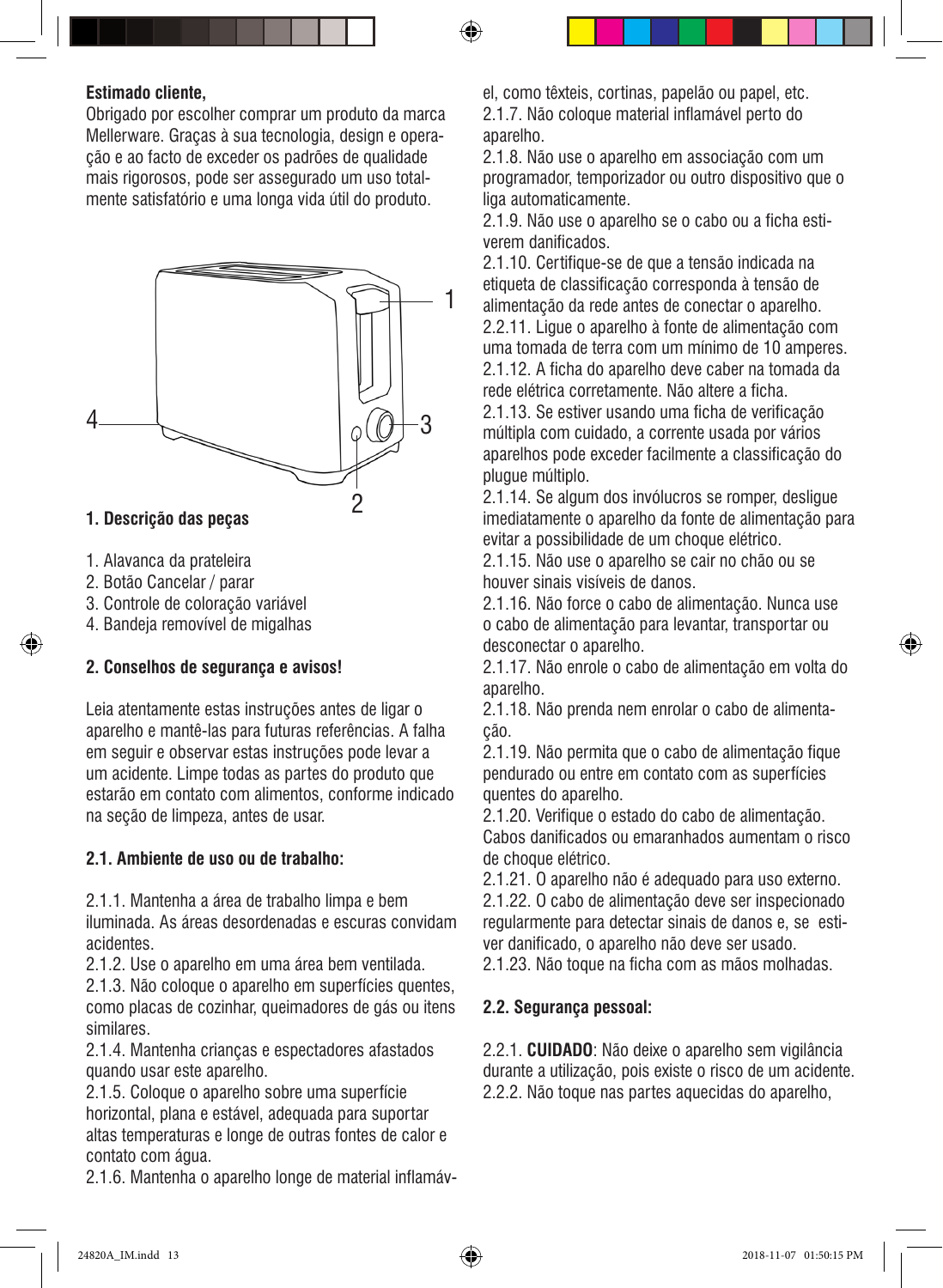**Estimado cliente,**

Obrigado por escolher comprar um produto da marca Mellerware. Graças à sua tecnologia, design e operação e ao facto de exceder os padrões de qualidade mais rigorosos, pode ser assegurado um uso totalmente satisfatório e uma longa vida útil do produto.

## 1. Descrição das peças

1. Alavanca da prateleira
2. Botão Cancelar / parar
3. Controle de coloração variável
4. Bandeja removível de migalhas

## 2. Conselhos de segurança e avisos!

Leia atentamente estas instruções antes de ligar o aparelho e mantê-las para futuras referências. A falha em seguir e observar estas instruções pode levar a um acidente. Limpe todas as partes do produto que estarão em contato com alimentos, conforme indicado na seção de limpeza, antes de usar.

### 2.1. Ambiente de uso ou de trabalho:

2.1.1. Mantenha a área de trabalho limpa e bem iluminada. As áreas desordenadas e escuras convidam acidentes.
2.1.2. Use o aparelho em uma área bem ventilada.
2.1.3. Não coloque o aparelho em superfícies quentes, como placas de cozinhar, queimadores de gás ou itens similares.
2.1.4. Mantenha crianças e espectadores afastados quando usar este aparelho.
2.1.5. Coloque o aparelho sobre uma superfície horizontal, plana e estável, adequada para suportar altas temperaturas e longe de outras fontes de calor e contato com água.
2.1.6. Mantenha o aparelho longe de material inflamável, como têxteis, cortinas, papelão ou papel, etc.
2.1.7. Não coloque material inflamável perto do aparelho.
2.1.8. Não use o aparelho em associação com um programador, temporizador ou outro dispositivo que o liga automaticamente.
2.1.9. Não use o aparelho se o cabo ou a ficha estiverem danificados.
2.1.10. Certifique-se de que a tensão indicada na etiqueta de classificação corresponda à tensão de alimentação da rede antes de conectar o aparelho.
2.2.11. Ligue o aparelho à fonte de alimentação com uma tomada de terra com um mínimo de 10 amperes.
2.1.12. A ficha do aparelho deve caber na tomada da rede elétrica corretamente. Não altere a ficha.
2.1.13. Se estiver usando uma ficha de verificação múltipla com cuidado, a corrente usada por vários aparelhos pode exceder facilmente a classificação do plugue múltiplo.
2.1.14. Se algum dos invólucros se romper, desligue imediatamente o aparelho da fonte de alimentação para evitar a possibilidade de um choque elétrico.
2.1.15. Não use o aparelho se cair no chão ou se houver sinais visíveis de danos.
2.1.16. Não force o cabo de alimentação. Nunca use o cabo de alimentação para levantar, transportar ou desconectar o aparelho.
2.1.17. Não enrole o cabo de alimentação em volta do aparelho.
2.1.18. Não prenda nem enrolar o cabo de alimentação.
2.1.19. Não permita que o cabo de alimentação fique pendurado ou entre em contato com as superfícies quentes do aparelho.
2.1.20. Verifique o estado do cabo de alimentação. Cabos danificados ou emaranhados aumentam o risco de choque elétrico.
2.1.21. O aparelho não é adequado para uso externo.
2.1.22. O cabo de alimentação deve ser inspecionado regularmente para detectar sinais de danos e, se estiver danificado, o aparelho não deve ser usado.
2.1.23. Não toque na ficha com as mãos molhadas.

### 2.2. Segurança pessoal:

2.2.1. **CUIDADO**: Não deixe o aparelho sem vigilância durante a utilização, pois existe o risco de um acidente.
2.2.2. Não toque nas partes aquecidas do aparelho,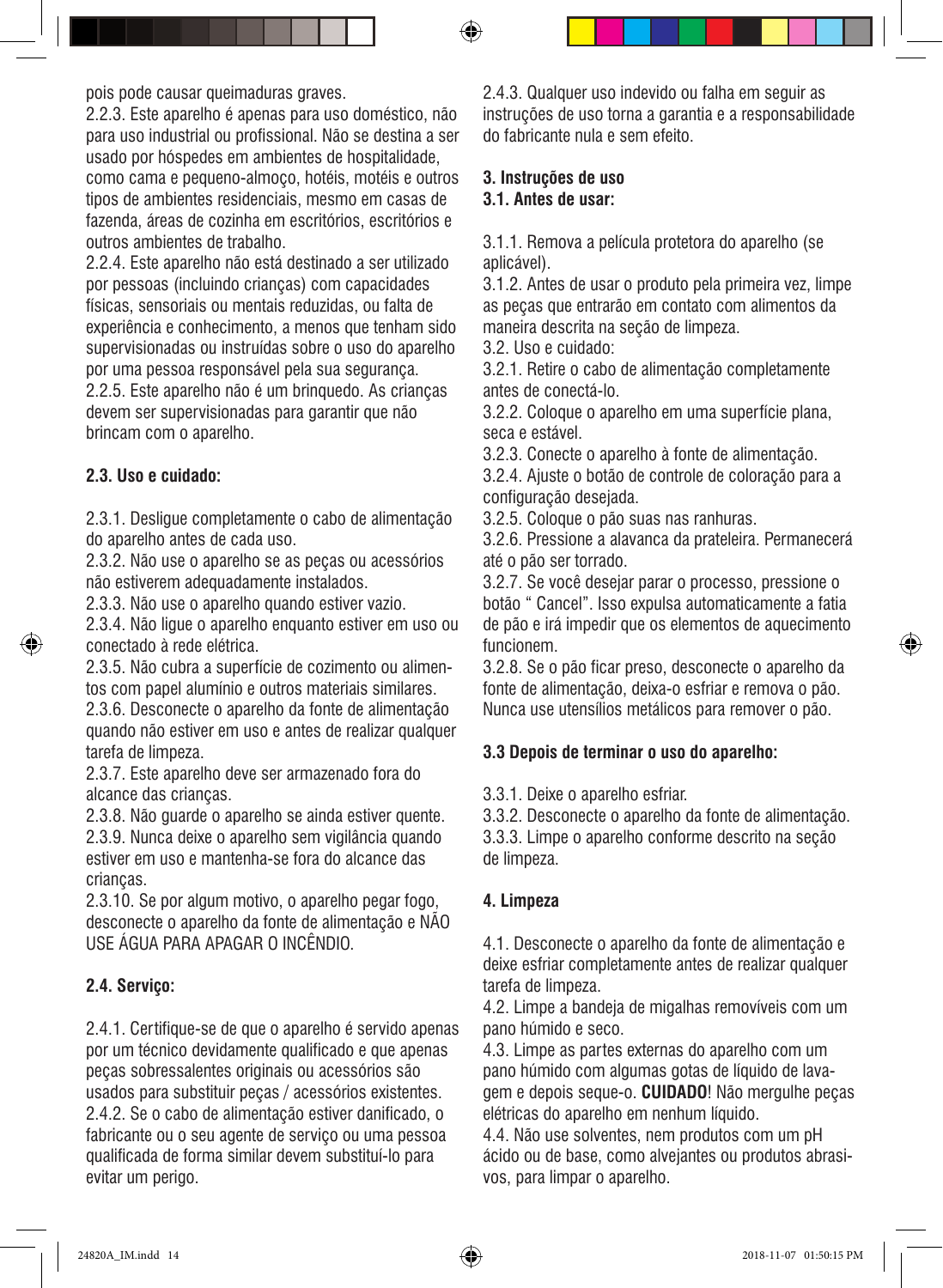pois pode causar queimaduras graves.

2.2.3. Este aparelho é apenas para uso doméstico, não para uso industrial ou profissional. Não se destina a ser usado por hóspedes em ambientes de hospitalidade, como cama e pequeno-almoço, hotéis, motéis e outros tipos de ambientes residenciais, mesmo em casas de fazenda, áreas de cozinha em escritórios, escritórios e outros ambientes de trabalho.

2.2.4. Este aparelho não está destinado a ser utilizado por pessoas (incluindo crianças) com capacidades físicas, sensoriais ou mentais reduzidas, ou falta de experiência e conhecimento, a menos que tenham sido supervisionadas ou instruídas sobre o uso do aparelho por uma pessoa responsável pela sua segurança.

2.2.5. Este aparelho não é um brinquedo. As crianças devem ser supervisionadas para garantir que não brincam com o aparelho.

**2.3. Uso e cuidado:**

2.3.1. Desligue completamente o cabo de alimentação do aparelho antes de cada uso.

2.3.2. Não use o aparelho se as peças ou acessórios não estiverem adequadamente instalados.

2.3.3. Não use o aparelho quando estiver vazio.

2.3.4. Não ligue o aparelho enquanto estiver em uso ou conectado à rede elétrica.

2.3.5. Não cubra a superfície de cozimento ou alimentos com papel alumínio e outros materiais similares.

2.3.6. Desconecte o aparelho da fonte de alimentação quando não estiver em uso e antes de realizar qualquer tarefa de limpeza.

2.3.7. Este aparelho deve ser armazenado fora do alcance das crianças.

2.3.8. Não guarde o aparelho se ainda estiver quente.

2.3.9. Nunca deixe o aparelho sem vigilância quando estiver em uso e mantenha-se fora do alcance das crianças.

2.3.10. Se por algum motivo, o aparelho pegar fogo, desconecte o aparelho da fonte de alimentação e NÃO USE ÁGUA PARA APAGAR O INCÊNDIO.

**2.4. Serviço:**

2.4.1. Certifique-se de que o aparelho é servido apenas por um técnico devidamente qualificado e que apenas peças sobressalentes originais ou acessórios são usados para substituir peças / acessórios existentes.

2.4.2. Se o cabo de alimentação estiver danificado, o fabricante ou o seu agente de serviço ou uma pessoa qualificada de forma similar devem substituí-lo para evitar um perigo.

2.4.3. Qualquer uso indevido ou falha em seguir as instruções de uso torna a garantia e a responsabilidade do fabricante nula e sem efeito.

**3. Instruções de uso**

**3.1. Antes de usar:**

3.1.1. Remova a película protetora do aparelho (se aplicável).

3.1.2. Antes de usar o produto pela primeira vez, limpe as peças que entrarão em contato com alimentos da maneira descrita na seção de limpeza.

3.2. Uso e cuidado:

3.2.1. Retire o cabo de alimentação completamente antes de conectá-lo.

3.2.2. Coloque o aparelho em uma superfície plana, seca e estável.

3.2.3. Conecte o aparelho à fonte de alimentação.

3.2.4. Ajuste o botão de controle de coloração para a configuração desejada.

3.2.5. Coloque o pão suas nas ranhuras.

3.2.6. Pressione a alavanca da prateleira. Permanecerá até o pão ser torrado.

3.2.7. Se você desejar parar o processo, pressione o botão “ Cancel”. Isso expulsa automaticamente a fatia de pão e irá impedir que os elementos de aquecimento funcionem.

3.2.8. Se o pão ficar preso, desconecte o aparelho da fonte de alimentação, deixa-o esfriar e remova o pão. Nunca use utensílios metálicos para remover o pão.

**3.3 Depois de terminar o uso do aparelho:**

3.3.1. Deixe o aparelho esfriar.

3.3.2. Desconecte o aparelho da fonte de alimentação.

3.3.3. Limpe o aparelho conforme descrito na seção de limpeza.

**4. Limpeza**

4.1. Desconecte o aparelho da fonte de alimentação e deixe esfriar completamente antes de realizar qualquer tarefa de limpeza.

4.2. Limpe a bandeja de migalhas removíveis com um pano húmido e seco.

4.3. Limpe as partes externas do aparelho com um pano húmido com algumas gotas de líquido de lavagem e depois seque-o. **CUIDADO**! Não mergulhe peças elétricas do aparelho em nenhum líquido.

4.4. Não use solventes, nem produtos com um pH ácido ou de base, como alvejantes ou produtos abrasivos, para limpar o aparelho.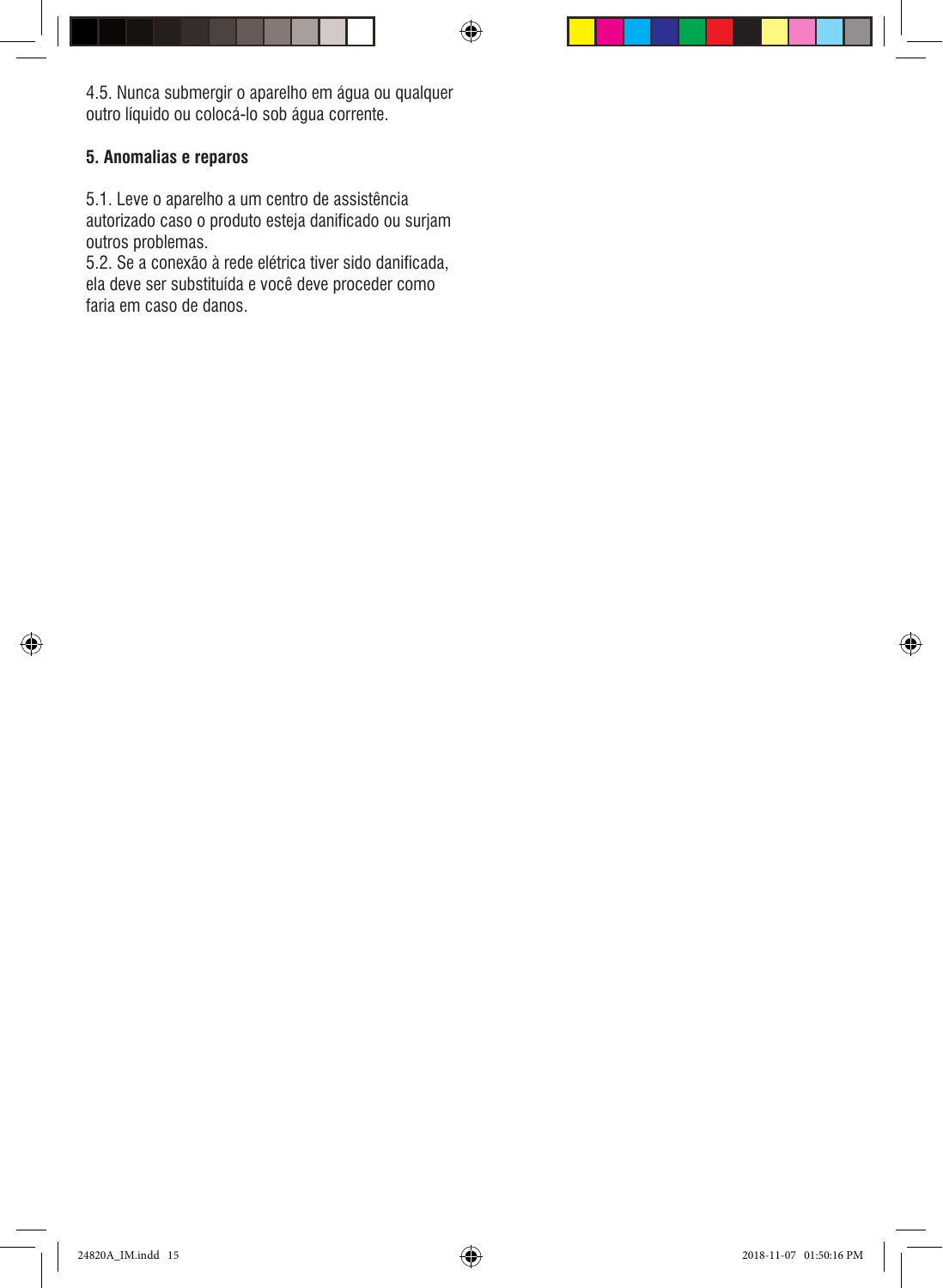4.5. Nunca submergir o aparelho em água ou qualquer outro líquido ou colocá-lo sob água corrente.

## 5. Anomalias e reparos

5.1. Leve o aparelho a um centro de assistência autorizado caso o produto esteja danificado ou surjam outros problemas.
5.2. Se a conexão à rede elétrica tiver sido danificada, ela deve ser substituída e você deve proceder como faria em caso de danos.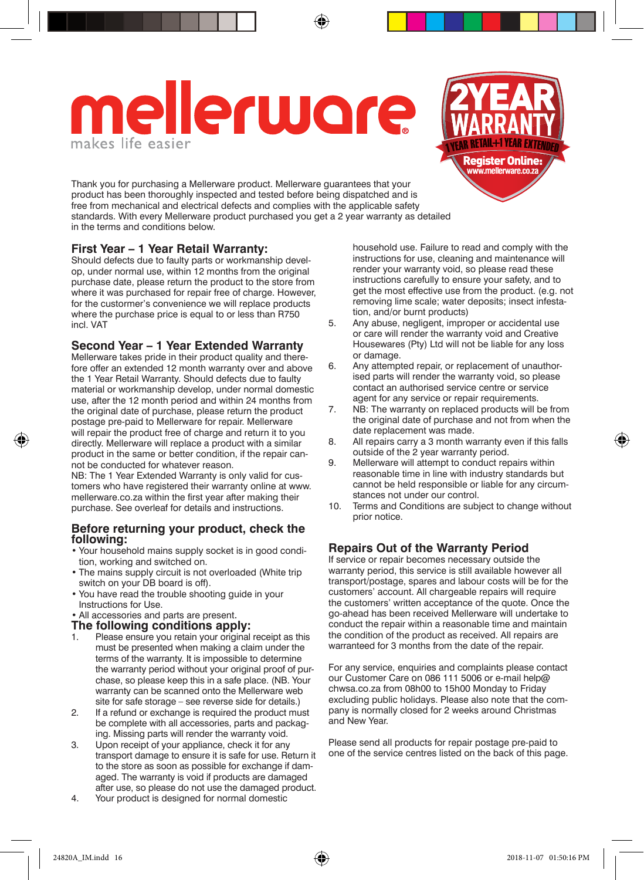# mellerware

makes life easier

**2YEAR WARRANTY**
**1 YEAR RETAIL+1 YEAR EXTENDED**
**Register Online:** www.mellerware.co.za

Thank you for purchasing a Mellerware product. Mellerware guarantees that your product has been thoroughly inspected and tested before being dispatched and is free from mechanical and electrical defects and complies with the applicable safety standards. With every Mellerware product purchased you get a 2 year warranty as detailed in the terms and conditions below.

## First Year – 1 Year Retail Warranty:

Should defects due to faulty parts or workmanship develop, under normal use, within 12 months from the original purchase date, please return the product to the store from where it was purchased for repair free of charge. However, for the custormer's convenience we will replace products where the purchase price is equal to or less than R750 incl. VAT

## Second Year – 1 Year Extended Warranty

Mellerware takes pride in their product quality and therefore offer an extended 12 month warranty over and above the 1 Year Retail Warranty. Should defects due to faulty material or workmanship develop, under normal domestic use, after the 12 month period and within 24 months from the original date of purchase, please return the product postage pre-paid to Mellerware for repair. Mellerware will repair the product free of charge and return it to you directly. Mellerware will replace a product with a similar product in the same or better condition, if the repair cannot be conducted for whatever reason.

NB: The 1 Year Extended Warranty is only valid for customers who have registered their warranty online at www.mellerware.co.za within the first year after making their purchase. See overleaf for details and instructions.

## Before returning your product, check the following:

- Your household mains supply socket is in good condition, working and switched on.
- The mains supply circuit is not overloaded (White trip switch on your DB board is off).
- You have read the trouble shooting guide in your Instructions for Use.
- All accessories and parts are present.

## The following conditions apply:

1. Please ensure you retain your original receipt as this must be presented when making a claim under the terms of the warranty. It is impossible to determine the warranty period without your original proof of purchase, so please keep this in a safe place. (NB. Your warranty can be scanned onto the Mellerware web site for safe storage – see reverse side for details.)
2. If a refund or exchange is required the product must be complete with all accessories, parts and packaging. Missing parts will render the warranty void.
3. Upon receipt of your appliance, check it for any transport damage to ensure it is safe for use. Return it to the store as soon as possible for exchange if damaged. The warranty is void if products are damaged after use, so please do not use the damaged product.
4. Your product is designed for normal domestic household use. Failure to read and comply with the instructions for use, cleaning and maintenance will render your warranty void, so please read these instructions carefully to ensure your safety, and to get the most effective use from the product. (e.g. not removing lime scale; water deposits; insect infestation, and/or burnt products)
5. Any abuse, negligent, improper or accidental use or care will render the warranty void and Creative Housewares (Pty) Ltd will not be liable for any loss or damage.
6. Any attempted repair, or replacement of unauthorised parts will render the warranty void, so please contact an authorised service centre or service agent for any service or repair requirements.
7. NB: The warranty on replaced products will be from the original date of purchase and not from when the date replacement was made.
8. All repairs carry a 3 month warranty even if this falls outside of the 2 year warranty period.
9. Mellerware will attempt to conduct repairs within reasonable time in line with industry standards but cannot be held responsible or liable for any circumstances not under our control.
10. Terms and Conditions are subject to change without prior notice.

## Repairs Out of the Warranty Period

If service or repair becomes necessary outside the warranty period, this service is still available however all transport/postage, spares and labour costs will be for the customers' account. All chargeable repairs will require the customers' written acceptance of the quote. Once the go-ahead has been received Mellerware will undertake to conduct the repair within a reasonable time and maintain the condition of the product as received. All repairs are warranteed for 3 months from the date of the repair.

For any service, enquiries and complaints please contact our Customer Care on 086 111 5006 or e-mail help@chwsa.co.za from 08h00 to 15h00 Monday to Friday excluding public holidays. Please also note that the company is normally closed for 2 weeks around Christmas and New Year.

Please send all products for repair postage pre-paid to one of the service centres listed on the back of this page.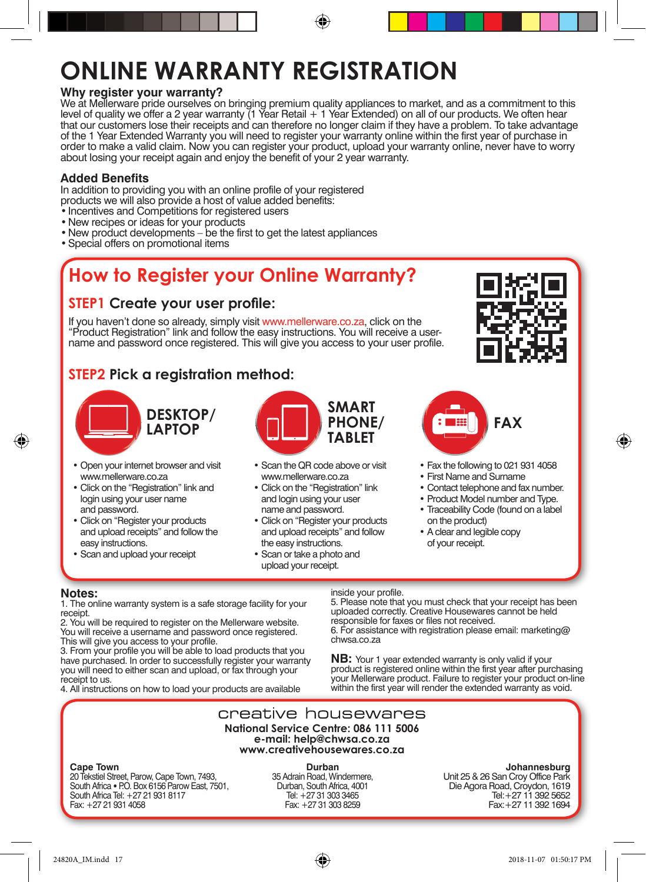# ONLINE WARRANTY REGISTRATION

### Why register your warranty?

We at Mellerware pride ourselves on bringing premium quality appliances to market, and as a commitment to this level of quality we offer a 2 year warranty (1 Year Retail + 1 Year Extended) on all of our products. We often hear that our customers lose their receipts and can therefore no longer claim if they have a problem. To take advantage of the 1 Year Extended Warranty you will need to register your warranty online within the first year of purchase in order to make a valid claim. Now you can register your product, upload your warranty online, never have to worry about losing your receipt again and enjoy the benefit of your 2 year warranty.

### Added Benefits

In addition to providing you with an online profile of your registered products we will also provide a host of value added benefits:

- Incentives and Competitions for registered users
- New recipes or ideas for your products
- New product developments – be the first to get the latest appliances
- Special offers on promotional items

## How to Register your Online Warranty?

### STEP1 Create your user profile:

If you haven't done so already, simply visit www.mellerware.co.za, click on the "Product Registration" link and follow the easy instructions. You will receive a user-name and password once registered. This will give you access to your user profile.

### STEP2 Pick a registration method:

**DESKTOP/ LAPTOP**

- Open your internet browser and visit www.mellerware.co.za
- Click on the "Registration" link and login using your user name and password.
- Click on "Register your products and upload receipts" and follow the easy instructions.
- Scan and upload your receipt

**SMART PHONE/ TABLET**

- Scan the QR code above or visit www.mellerware.co.za
- Click on the "Registration" link and login using your user name and password.
- Click on "Register your products and upload receipts" and follow the easy instructions.
- Scan or take a photo and upload your receipt.

**FAX**

- Fax the following to 021 931 4058
- First Name and Surname
- Contact telephone and fax number.
- Product Model number and Type.
- Traceability Code (found on a label on the product)
- A clear and legible copy of your receipt.

### Notes:

1. The online warranty system is a safe storage facility for your receipt.
2. You will be required to register on the Mellerware website. You will receive a username and password once registered. This will give you access to your profile.
3. From your profile you will be able to load products that you have purchased. In order to successfully register your warranty you will need to either scan and upload, or fax through your receipt to us.
4. All instructions on how to load your products are available inside your profile.
5. Please note that you must check that your receipt has been uploaded correctly. Creative Housewares cannot be held responsible for faxes or files not received.
6. For assistance with registration please email: marketing@chwsa.co.za

**NB:** Your 1 year extended warranty is only valid if your product is registered online within the first year after purchasing your Mellerware product. Failure to register your product on-line within the first year will render the extended warranty as void.

creative housewares

**National Service Centre: 086 111 5006**
**e-mail: help@chwsa.co.za**
**www.creativehousewares.co.za**

**Cape Town**
20 Tekstiel Street, Parow, Cape Town, 7493, South Africa • P.O. Box 6156 Parow East, 7501, South Africa Tel: +27 21 931 8117
Fax: +27 21 931 4058

**Durban**
35 Adrain Road, Windermere, Durban, South Africa, 4001
Tel: +27 31 303 3465
Fax: +27 31 303 8259

**Johannesburg**
Unit 25 & 26 San Croy Office Park
Die Agora Road, Croydon, 1619
Tel:+27 11 392 5652
Fax:+27 11 392 1694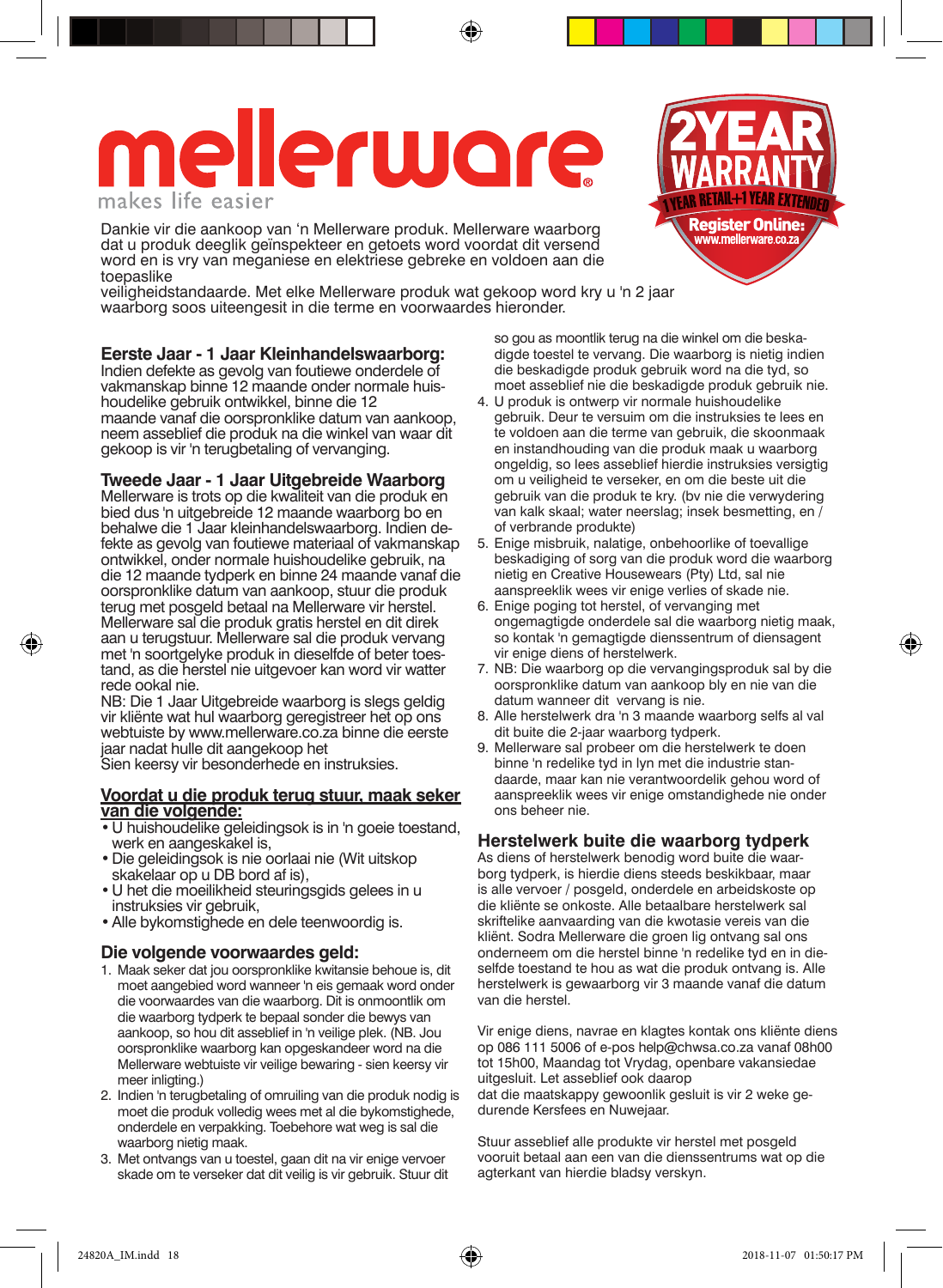# mellerware

makes life easier

2YEAR WARRANTY
1 YEAR RETAIL+1 YEAR EXTENDED
Register Online:
www.mellerware.co.za

Dankie vir die aankoop van 'n Mellerware produk. Mellerware waarborg dat u produk deeglik geïnspekteer en getoets word voordat dit versend word en is vry van meganiese en elektriese gebreke en voldoen aan die toepaslike veiligheidstandaarde. Met elke Mellerware produk wat gekoop word kry u 'n 2 jaar waarborg soos uiteengesit in die terme en voorwaardes hieronder.

## Eerste Jaar - 1 Jaar Kleinhandelswaarborg:

Indien defekte as gevolg van foutiewe onderdele of vakmanskap binne 12 maande onder normale huishoudelike gebruik ontwikkel, binne die 12 maande vanaf die oorspronklike datum van aankoop, neem asseblief die produk na die winkel van waar dit gekoop is vir 'n terugbetaling of vervanging.

## Tweede Jaar - 1 Jaar Uitgebreide Waarborg

Mellerware is trots op die kwaliteit van die produk en bied dus 'n uitgebreide 12 maande waarborg bo en behalwe die 1 Jaar kleinhandelswaarborg. Indien defekte as gevolg van foutiewe materiaal of vakmanskap ontwikkel, onder normale huishoudelike gebruik, na die 12 maande tydperk en binne 24 maande vanaf die oorspronklike datum van aankoop, stuur die produk terug met posgeld betaal na Mellerware vir herstel. Mellerware sal die produk gratis herstel en dit direk aan u terugstuur. Mellerware sal die produk vervang met 'n soortgelyke produk in dieselfde of beter toestand, as die herstel nie uitgevoer kan word vir watter rede ookal nie.

NB: Die 1 Jaar Uitgebreide waarborg is slegs geldig vir kliënte wat hul waarborg geregistreer het op ons webtuiste by www.mellerware.co.za binne die eerste jaar nadat hulle dit aangekoop het

Sien keersy vir besonderhede en instruksies.

**Voordat u die produk terug stuur, maak seker van die volgende:**

- U huishoudelike geleidingsok is in 'n goeie toestand, werk en aangeskakel is,
- Die geleidingsok is nie oorlaai nie (Wit uitskop skakelaar op u DB bord af is),
- U het die moeilikheid steuringsgids gelees in u instruksies vir gebruik,
- Alle bykomstighede en dele teenwoordig is.

## Die volgende voorwaardes geld:

1. Maak seker dat jou oorspronklike kwitansie behoue is, dit moet aangebied word wanneer 'n eis gemaak word onder die voorwaardes van die waarborg. Dit is onmoontlik om die waarborg tydperk te bepaal sonder die bewys van aankoop, so hou dit asseblief in 'n veilige plek. (NB. Jou oorspronklike waarborg kan opgeskandeer word na die Mellerware webtuiste vir veilige bewaring - sien keersy vir meer inligting.)
2. Indien 'n terugbetaling of omruiling van die produk nodig is moet die produk volledig wees met al die bykomstighede, onderdele en verpakking. Toebehore wat weg is sal die waarborg nietig maak.
3. Met ontvangs van u toestel, gaan dit na vir enige vervoer skade om te verseker dat dit veilig is vir gebruik. Stuur dit so gou as moontlik terug na die winkel om die beskadigde toestel te vervang. Die waarborg is nietig indien die beskadigde produk gebruik word na die tyd, so moet asseblief nie die beskadigde produk gebruik nie.
4. U produk is ontwerp vir normale huishoudelike gebruik. Deur te versuim om die instruksies te lees en te voldoen aan die terme van gebruik, die skoonmaak en instandhouding van die produk maak u waarborg ongeldig, so lees asseblief hierdie instruksies versigtig om u veiligheid te verseker, en om die beste uit die gebruik van die produk te kry. (bv nie die verwydering van kalk skaal; water neerslag; insek besmetting, en / of verbrande produkte)
5. Enige misbruik, nalatige, onbehoorlike of toevallige beskadiging of sorg van die produk word die waarborg nietig en Creative Housewears (Pty) Ltd, sal nie aanspreeklik wees vir enige verlies of skade nie.
6. Enige poging tot herstel, of vervanging met ongemagtigde onderdele sal die waarborg nietig maak, so kontak 'n gemagtigde dienssentrum of diensagent vir enige diens of herstelwerk.
7. NB: Die waarborg op die vervangingsproduk sal by die oorspronklike datum van aankoop bly en nie van die datum wanneer dit vervang is nie.
8. Alle herstelwerk dra 'n 3 maande waarborg selfs al val dit buite die 2-jaar waarborg tydperk.
9. Mellerware sal probeer om die herstelwerk te doen binne 'n redelike tyd in lyn met die industrie standaarde, maar kan nie verantwoordelik gehou word of aanspreeklik wees vir enige omstandighede nie onder ons beheer nie.

## Herstelwerk buite die waarborg tydperk

As diens of herstelwerk benodig word buite die waarborg tydperk, is hierdie diens steeds beskikbaar, maar is alle vervoer / posgeld, onderdele en arbeidskoste op die kliënte se onkoste. Alle betaalbare herstelwerk sal skriftelike aanvaarding van die kwotasie vereis van die kliënt. Sodra Mellerware die groen lig ontvang sal ons onderneem om die herstel binne 'n redelike tyd en in dieselfde toestand te hou as wat die produk ontvang is. Alle herstelwerk is gewaarborg vir 3 maande vanaf die datum van die herstel.

Vir enige diens, navrae en klagtes kontak ons kliënte diens op 086 111 5006 of e-pos help@chwsa.co.za vanaf 08h00 tot 15h00, Maandag tot Vrydag, openbare vakansiedae uitgesluit. Let asseblief ook daarop dat die maatskappy gewoonlik gesluit is vir 2 weke gedurende Kersfees en Nuwejaar.

Stuur asseblief alle produkte vir herstel met posgeld vooruit betaal aan een van die dienssentrums wat op die agterkant van hierdie bladsy verskyn.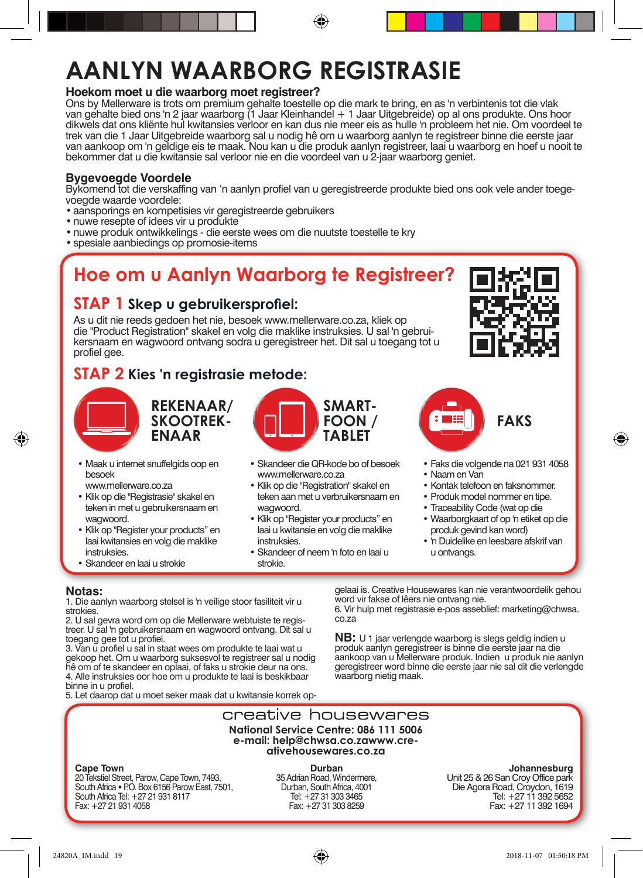# AANLYN WAARBORG REGISTRASIE

**Hoekom moet u die waarborg moet registreer?**
Ons by Mellerware is trots om premium gehalte toestelle op die mark te bring, en as 'n verbintenis tot die vlak van gehalte bied ons 'n 2 jaar waarborg (1 Jaar Kleinhandel + 1 Jaar Uitgebreide) op al ons produkte. Ons hoor dikwels dat ons kliënte hul kwitansies verloor en kan dus nie meer eis as hulle 'n probleem het nie. Om voordeel te trek van die 1 Jaar Uitgebreide waarborg sal u nodig hê om u waarborg aanlyn te registreer binne die eerste jaar van aankoop om 'n geldige eis te maak. Nou kan u die produk aanlyn registreer, laai u waarborg en hoef u nooit te bekommer dat u die kwitansie sal verloor nie en die voordeel van u 2-jaar waarborg geniet.

**Bygevoegde Voordele**
Bykomend tot die verskaffing van 'n aanlyn profiel van u geregistreerde produkte bied ons ook vele ander toegevoegde waarde voordele:
- aansporings en kompetisies vir geregistreerde gebruikers
- nuwe resepte of idees vir u produkte
- nuwe produk ontwikkelings - die eerste wees om die nuutste toestelle te kry
- spesiale aanbiedings op promosie-items

## Hoe om u Aanlyn Waarborg te Registreer?

### STAP 1 Skep u gebruikersprofiel:

As u dit nie reeds gedoen het nie, besoek www.mellerware.co.za, kliek op die "Product Registration" skakel en volg die maklike instruksies. U sal 'n gebruikersnaam en wagwoord ontvang sodra u geregistreer het. Dit sal u toegang tot u profiel gee.

### STAP 2 Kies 'n registrasie metode:

**REKENAAR/ SKOOTREKENAAR**
- Maak u internet snuffelgids oop en besoek www.mellerware.co.za
- Klik op die "Registrasie" skakel en teken in met u gebruikersnaam en wagwoord.
- Klik op "Register your products" en laai kwitansies en volg die maklike instruksies.
- Skandeer en laai u strokie

**SMART-FOON / TABLET**
- Skandeer die QR-kode bo of besoek www.mellerware.co.za
- Klik op die "Registration" skakel en teken aan met u verbruikersnaam en wagwoord.
- Klik op "Register your products" en laai u kwitansie en volg die maklike instruksies.
- Skandeer of neem 'n foto en laai u strokie.

**FAKS**
- Faks die volgende na 021 931 4058
- Naam en Van
- Kontak telefoon en faksnommer.
- Produk model nommer en tipe.
- Traceability Code (wat op die
- Waarborgkaart of op 'n etiket op die produk gevind kan word)
- 'n Duidelike en leesbare afskrif van u ontvangs.

**Notas:**
1. Die aanlyn waarborg stelsel is 'n veilige stoor fasiliteit vir u strokies.
2. U sal gevra word om op die Mellerware webtuiste te registreer. U sal 'n gebruikersnaam en wagwoord ontvang. Dit sal u toegang gee tot u profiel.
3. Van u profiel u sal in staat wees om produkte te laai wat u gekoop het. Om u waarborg suksesvol te registreer sal u nodig hê om of te skandeer en oplaai, of faks u strokie deur na ons.
4. Alle instruksies oor hoe om u produkte te laai is beskikbaar binne in u profiel.
5. Let daarop dat u moet seker maak dat u kwitansie korrek opgelaai is. Creative Housewares kan nie verantwoordelik gehou word vir fakse of lêers nie ontvang nie.
6. Vir hulp met registrasie e-pos asseblief: marketing@chwsa.co.za

**NB:** U 1 jaar verlengde waarborg is slegs geldig indien u produk aanlyn geregistreer is binne die eerste jaar na die aankoop van u Mellerware produk. Indien u produk nie aanlyn geregistreer word binne die eerste jaar nie sal dit die verlengde waarborg nietig maak.

creative housewares

**National Service Centre: 086 111 5006**
**e-mail: help@chwsa.co.zawww.creativehousewares.co.za**

**Cape Town**
20 Tekstiel Street, Parow, Cape Town, 7493, South Africa • P.O. Box 6156 Parow East, 7501, South Africa Tel: +27 21 931 8117
Fax: +27 21 931 4058

**Durban**
35 Adrian Road, Windermere, Durban, South Africa, 4001
Tel: +27 31 303 3465
Fax: +27 31 303 8259

**Johannesburg**
Unit 25 & 26 San Croy Office park
Die Agora Road, Croydon, 1619
Tel: +27 11 392 5652
Fax: +27 11 392 1694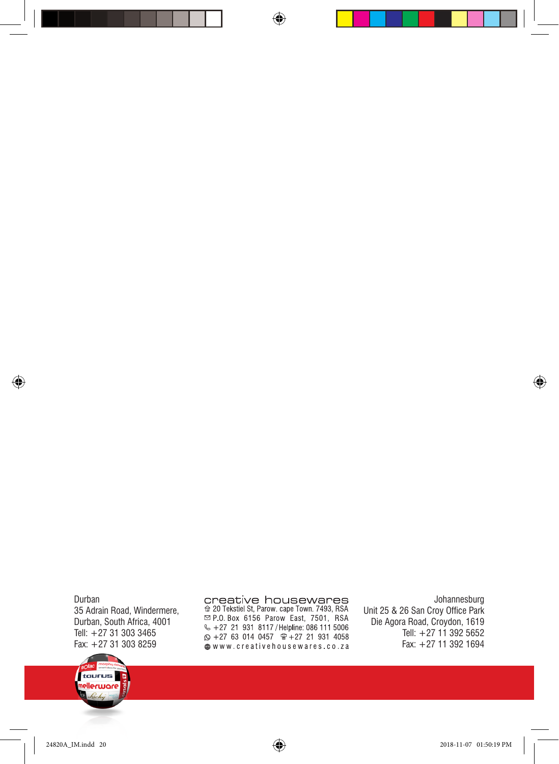Durban
35 Adrain Road, Windermere,
Durban, South Africa, 4001
Tell: +27 31 303 3465
Fax: +27 31 303 8259

creative housewares
20 Tekstiel St, Parow. cape Town. 7493, RSA
P.O. Box 6156 Parow East, 7501, RSA
+27 21 931 8117 / Helpline: 086 111 5006
+27 63 014 0457 +27 21 931 4058
www.creativehousewares.co.za

Johannesburg
Unit 25 & 26 San Croy Office Park
Die Agora Road, Croydon, 1619
Tell: +27 11 392 5652
Fax: +27 11 392 1694